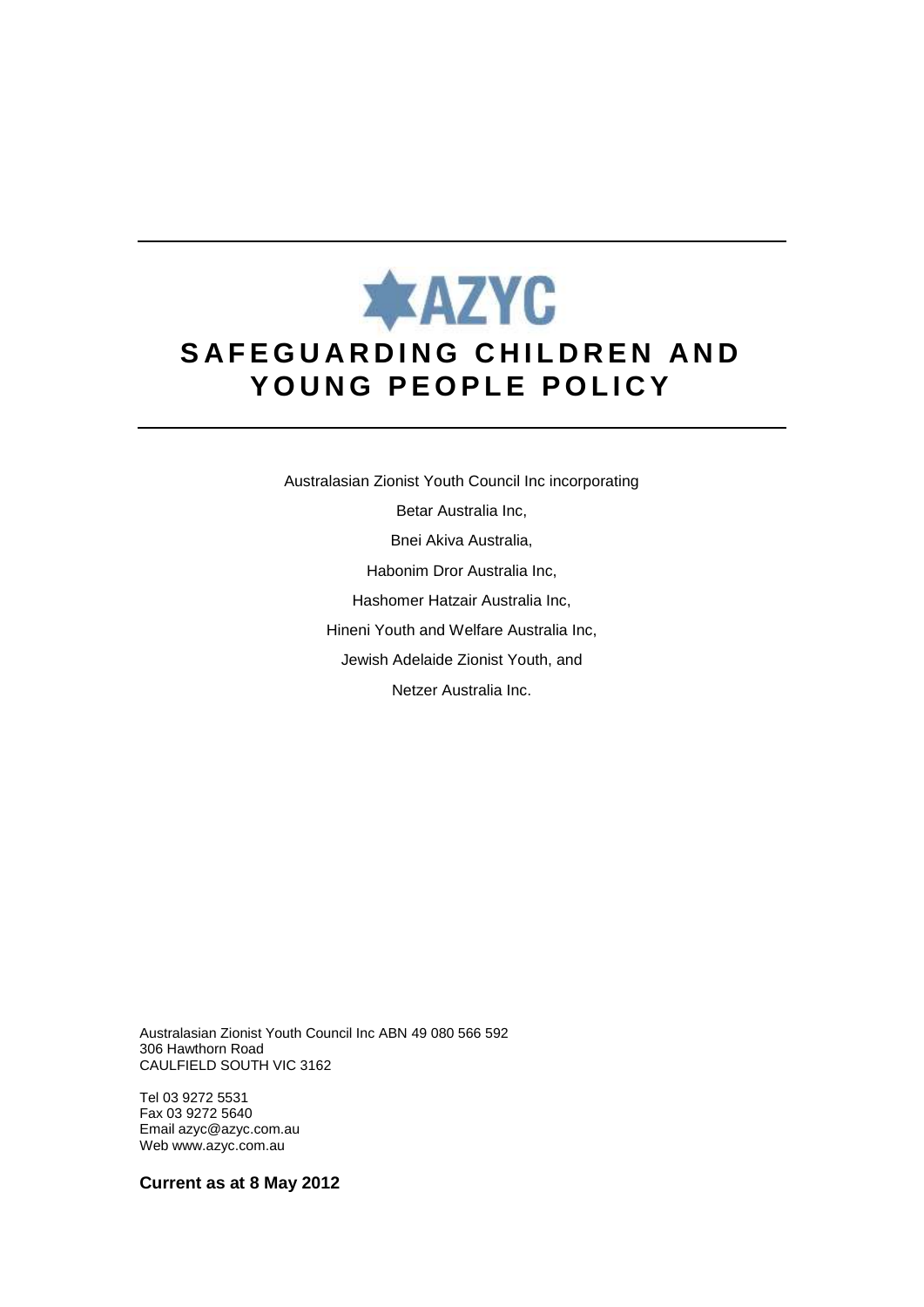AZYC

# SAFEGUARDING CHILDREN AND YOUNG PEOPLE POLICY

Australasian Zionist Youth Council Inc incorporating

Betar Australia Inc,

Bnei Akiva Australia,

Habonim Dror Australia Inc,

Hashomer Hatzair Australia Inc,

Hineni Youth and Welfare Australia Inc,

Jewish Adelaide Zionist Youth, and

Netzer Australia Inc.

Australasian Zionist Youth Council Inc ABN 49 080 566 592
306 Hawthorn Road
CAULFIELD SOUTH VIC 3162

Tel 03 9272 5531
Fax 03 9272 5640
Email azyc@azyc.com.au
Web www.azyc.com.au

**Current as at 8 May 2012**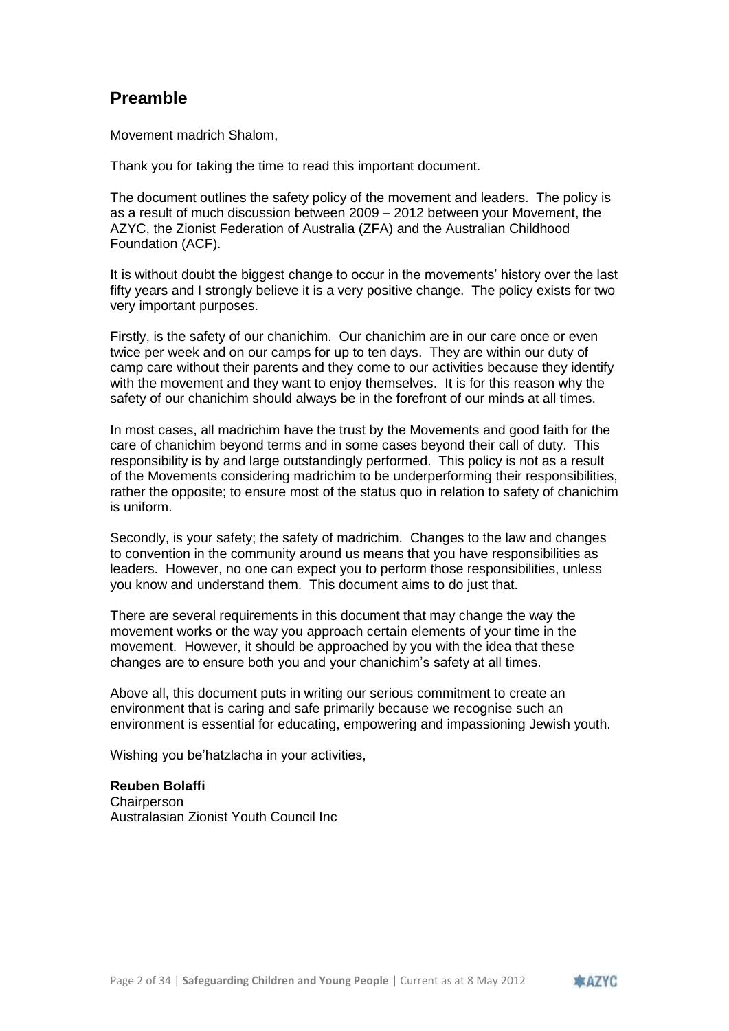## Preamble

Movement madrich Shalom,

Thank you for taking the time to read this important document.

The document outlines the safety policy of the movement and leaders. The policy is as a result of much discussion between 2009 – 2012 between your Movement, the AZYC, the Zionist Federation of Australia (ZFA) and the Australian Childhood Foundation (ACF).

It is without doubt the biggest change to occur in the movements' history over the last fifty years and I strongly believe it is a very positive change. The policy exists for two very important purposes.

Firstly, is the safety of our chanichim. Our chanichim are in our care once or even twice per week and on our camps for up to ten days. They are within our duty of camp care without their parents and they come to our activities because they identify with the movement and they want to enjoy themselves. It is for this reason why the safety of our chanichim should always be in the forefront of our minds at all times.

In most cases, all madrichim have the trust by the Movements and good faith for the care of chanichim beyond terms and in some cases beyond their call of duty. This responsibility is by and large outstandingly performed. This policy is not as a result of the Movements considering madrichim to be underperforming their responsibilities, rather the opposite; to ensure most of the status quo in relation to safety of chanichim is uniform.

Secondly, is your safety; the safety of madrichim. Changes to the law and changes to convention in the community around us means that you have responsibilities as leaders. However, no one can expect you to perform those responsibilities, unless you know and understand them. This document aims to do just that.

There are several requirements in this document that may change the way the movement works or the way you approach certain elements of your time in the movement. However, it should be approached by you with the idea that these changes are to ensure both you and your chanichim's safety at all times.

Above all, this document puts in writing our serious commitment to create an environment that is caring and safe primarily because we recognise such an environment is essential for educating, empowering and impassioning Jewish youth.

Wishing you be'hatzlacha in your activities,

**Reuben Bolaffi**
Chairperson
Australasian Zionist Youth Council Inc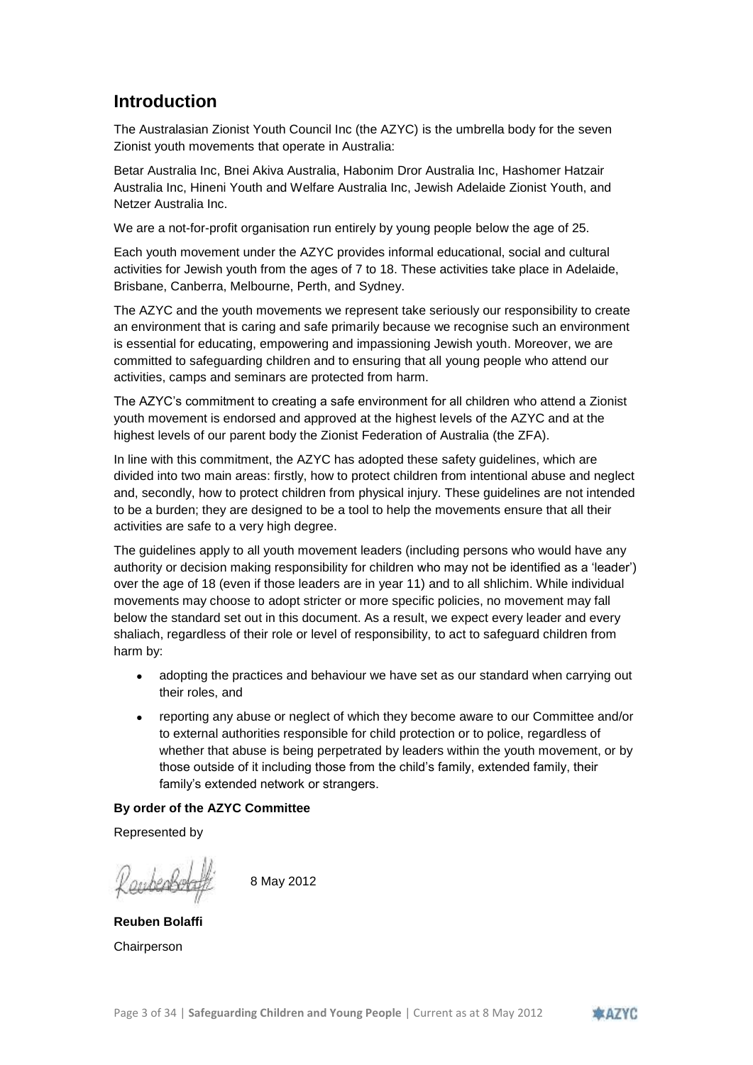## Introduction

The Australasian Zionist Youth Council Inc (the AZYC) is the umbrella body for the seven Zionist youth movements that operate in Australia:

Betar Australia Inc, Bnei Akiva Australia, Habonim Dror Australia Inc, Hashomer Hatzair Australia Inc, Hineni Youth and Welfare Australia Inc, Jewish Adelaide Zionist Youth, and Netzer Australia Inc.

We are a not-for-profit organisation run entirely by young people below the age of 25.

Each youth movement under the AZYC provides informal educational, social and cultural activities for Jewish youth from the ages of 7 to 18. These activities take place in Adelaide, Brisbane, Canberra, Melbourne, Perth, and Sydney.

The AZYC and the youth movements we represent take seriously our responsibility to create an environment that is caring and safe primarily because we recognise such an environment is essential for educating, empowering and impassioning Jewish youth. Moreover, we are committed to safeguarding children and to ensuring that all young people who attend our activities, camps and seminars are protected from harm.

The AZYC's commitment to creating a safe environment for all children who attend a Zionist youth movement is endorsed and approved at the highest levels of the AZYC and at the highest levels of our parent body the Zionist Federation of Australia (the ZFA).

In line with this commitment, the AZYC has adopted these safety guidelines, which are divided into two main areas: firstly, how to protect children from intentional abuse and neglect and, secondly, how to protect children from physical injury. These guidelines are not intended to be a burden; they are designed to be a tool to help the movements ensure that all their activities are safe to a very high degree.

The guidelines apply to all youth movement leaders (including persons who would have any authority or decision making responsibility for children who may not be identified as a 'leader') over the age of 18 (even if those leaders are in year 11) and to all shlichim. While individual movements may choose to adopt stricter or more specific policies, no movement may fall below the standard set out in this document. As a result, we expect every leader and every shaliach, regardless of their role or level of responsibility, to act to safeguard children from harm by:

- adopting the practices and behaviour we have set as our standard when carrying out their roles, and
- reporting any abuse or neglect of which they become aware to our Committee and/or to external authorities responsible for child protection or to police, regardless of whether that abuse is being perpetrated by leaders within the youth movement, or by those outside of it including those from the child's family, extended family, their family's extended network or strangers.

**By order of the AZYC Committee**

Represented by

Reuben Bolaffi     8 May 2012

**Reuben Bolaffi**

Chairperson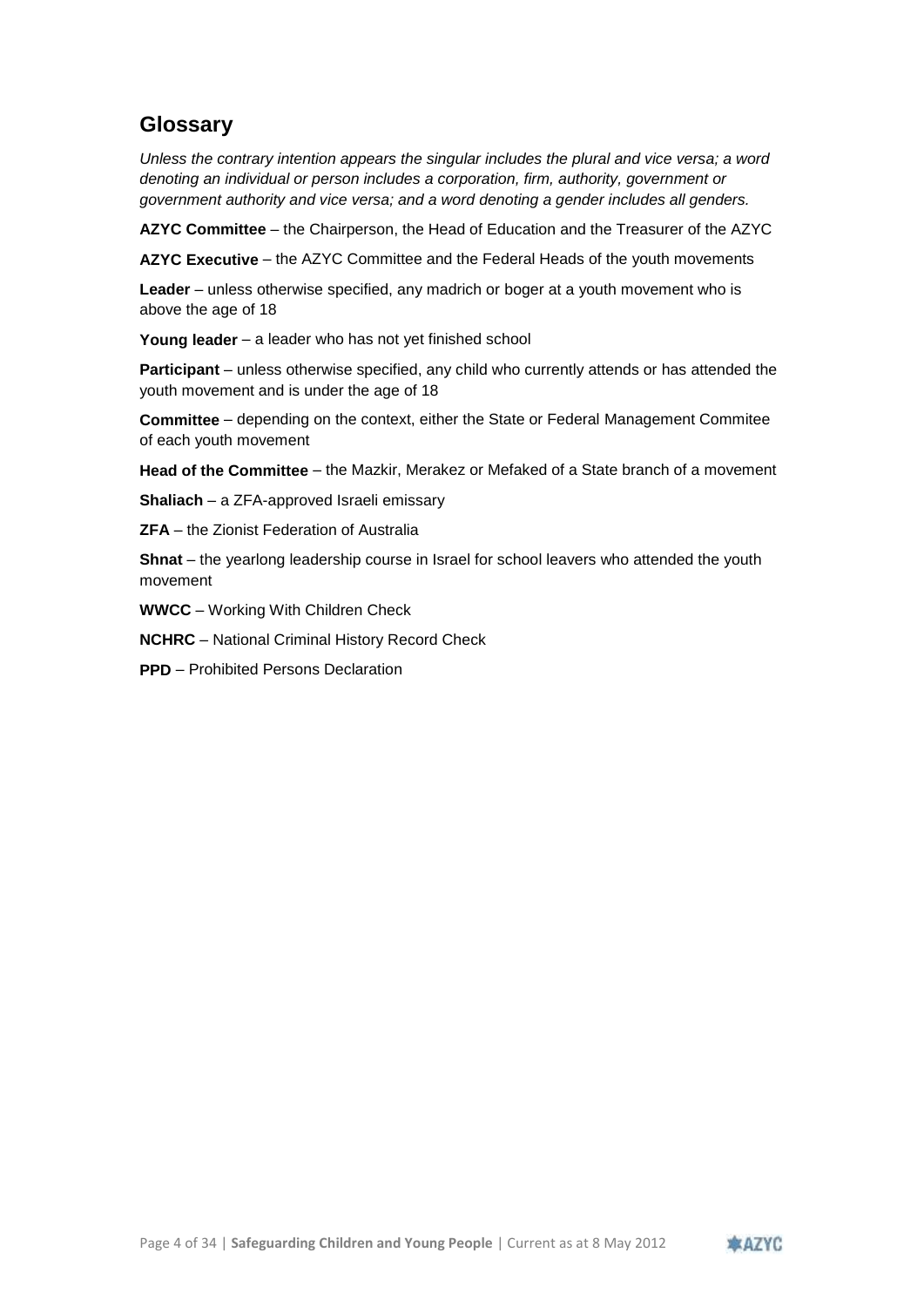## Glossary

*Unless the contrary intention appears the singular includes the plural and vice versa; a word denoting an individual or person includes a corporation, firm, authority, government or government authority and vice versa; and a word denoting a gender includes all genders.*

**AZYC Committee** – the Chairperson, the Head of Education and the Treasurer of the AZYC

**AZYC Executive** – the AZYC Committee and the Federal Heads of the youth movements

**Leader** – unless otherwise specified, any madrich or boger at a youth movement who is above the age of 18

**Young leader** – a leader who has not yet finished school

**Participant** – unless otherwise specified, any child who currently attends or has attended the youth movement and is under the age of 18

**Committee** – depending on the context, either the State or Federal Management Commitee of each youth movement

**Head of the Committee** – the Mazkir, Merakez or Mefaked of a State branch of a movement

**Shaliach** – a ZFA-approved Israeli emissary

**ZFA** – the Zionist Federation of Australia

**Shnat** – the yearlong leadership course in Israel for school leavers who attended the youth movement

**WWCC** – Working With Children Check

**NCHRC** – National Criminal History Record Check

**PPD** – Prohibited Persons Declaration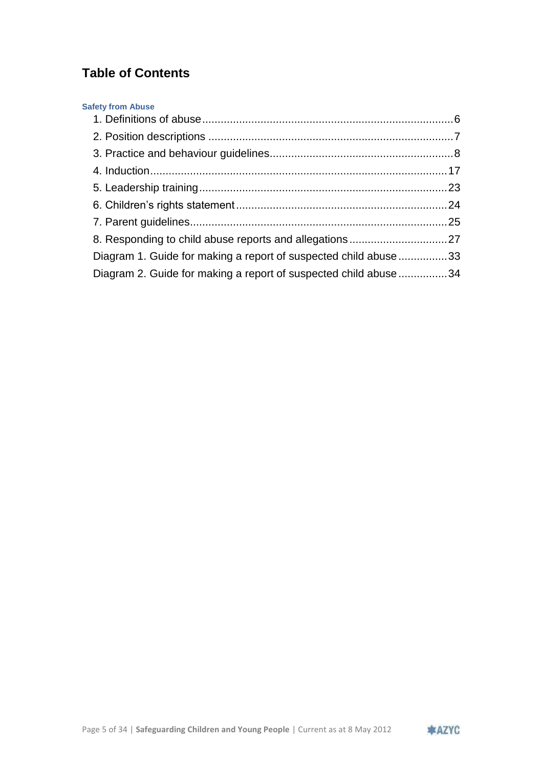# Table of Contents

**Safety from Abuse**

1. Definitions of abuse ..... 6
2. Position descriptions ..... 7
3. Practice and behaviour guidelines ..... 8
4. Induction ..... 17
5. Leadership training ..... 23
6. Children's rights statement ..... 24
7. Parent guidelines ..... 25
8. Responding to child abuse reports and allegations ..... 27

Diagram 1. Guide for making a report of suspected child abuse ..... 33

Diagram 2. Guide for making a report of suspected child abuse ..... 34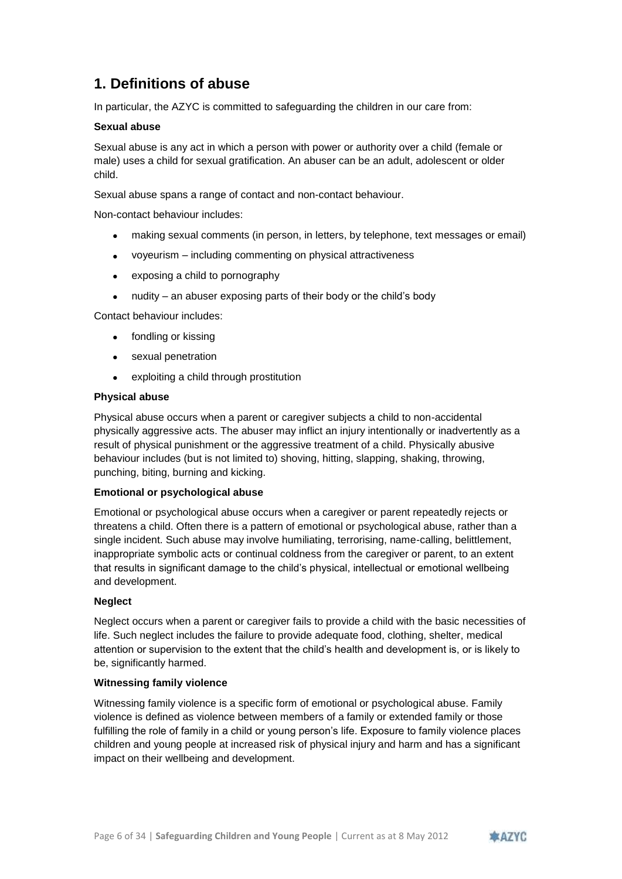## 1. Definitions of abuse

In particular, the AZYC is committed to safeguarding the children in our care from:

**Sexual abuse**

Sexual abuse is any act in which a person with power or authority over a child (female or male) uses a child for sexual gratification. An abuser can be an adult, adolescent or older child.

Sexual abuse spans a range of contact and non-contact behaviour.

Non-contact behaviour includes:

- making sexual comments (in person, in letters, by telephone, text messages or email)
- voyeurism – including commenting on physical attractiveness
- exposing a child to pornography
- nudity – an abuser exposing parts of their body or the child's body

Contact behaviour includes:

- fondling or kissing
- sexual penetration
- exploiting a child through prostitution

**Physical abuse**

Physical abuse occurs when a parent or caregiver subjects a child to non-accidental physically aggressive acts. The abuser may inflict an injury intentionally or inadvertently as a result of physical punishment or the aggressive treatment of a child. Physically abusive behaviour includes (but is not limited to) shoving, hitting, slapping, shaking, throwing, punching, biting, burning and kicking.

**Emotional or psychological abuse**

Emotional or psychological abuse occurs when a caregiver or parent repeatedly rejects or threatens a child. Often there is a pattern of emotional or psychological abuse, rather than a single incident. Such abuse may involve humiliating, terrorising, name-calling, belittlement, inappropriate symbolic acts or continual coldness from the caregiver or parent, to an extent that results in significant damage to the child's physical, intellectual or emotional wellbeing and development.

**Neglect**

Neglect occurs when a parent or caregiver fails to provide a child with the basic necessities of life. Such neglect includes the failure to provide adequate food, clothing, shelter, medical attention or supervision to the extent that the child's health and development is, or is likely to be, significantly harmed.

**Witnessing family violence**

Witnessing family violence is a specific form of emotional or psychological abuse. Family violence is defined as violence between members of a family or extended family or those fulfilling the role of family in a child or young person's life. Exposure to family violence places children and young people at increased risk of physical injury and harm and has a significant impact on their wellbeing and development.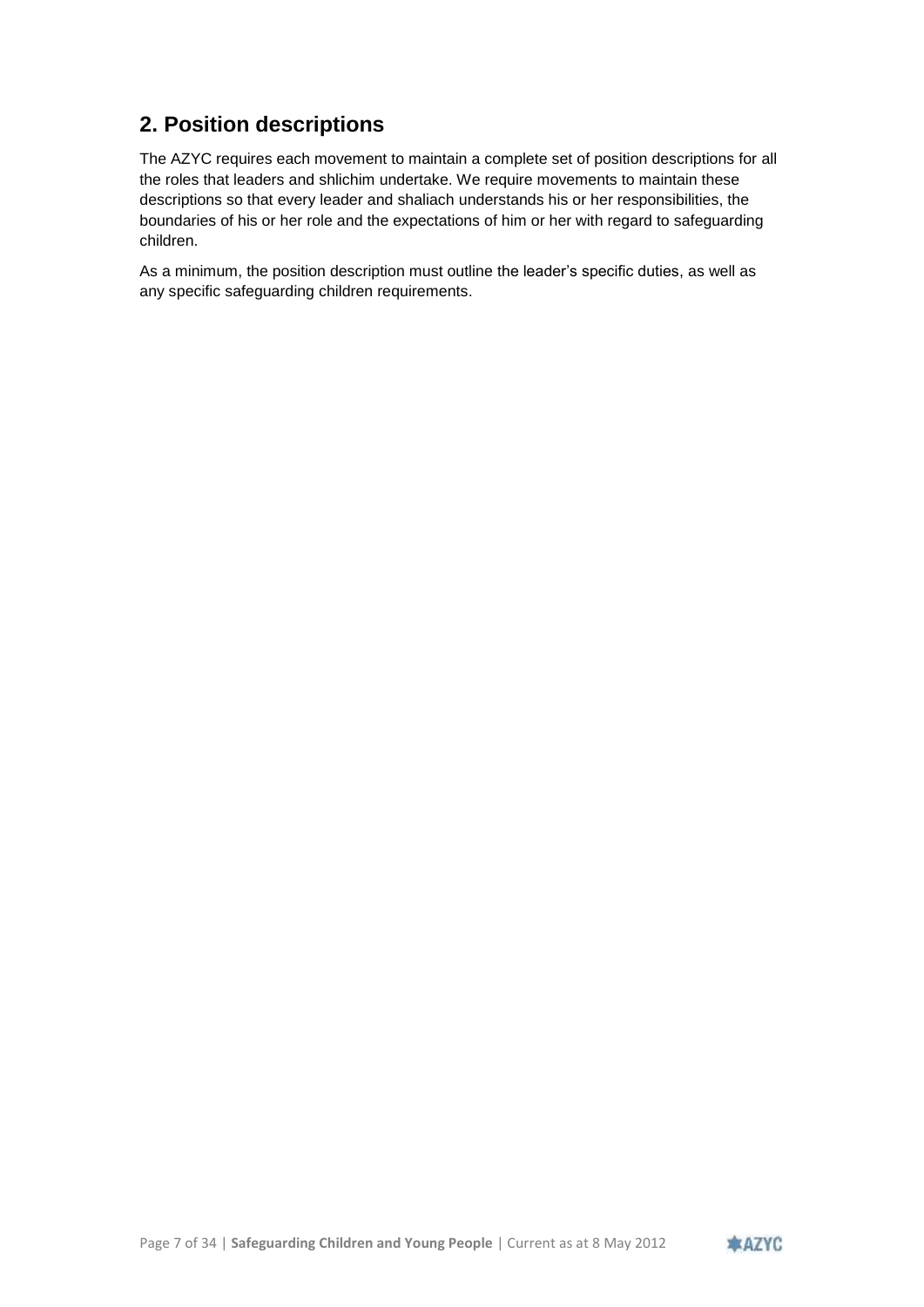## 2. Position descriptions

The AZYC requires each movement to maintain a complete set of position descriptions for all the roles that leaders and shlichim undertake. We require movements to maintain these descriptions so that every leader and shaliach understands his or her responsibilities, the boundaries of his or her role and the expectations of him or her with regard to safeguarding children.

As a minimum, the position description must outline the leader's specific duties, as well as any specific safeguarding children requirements.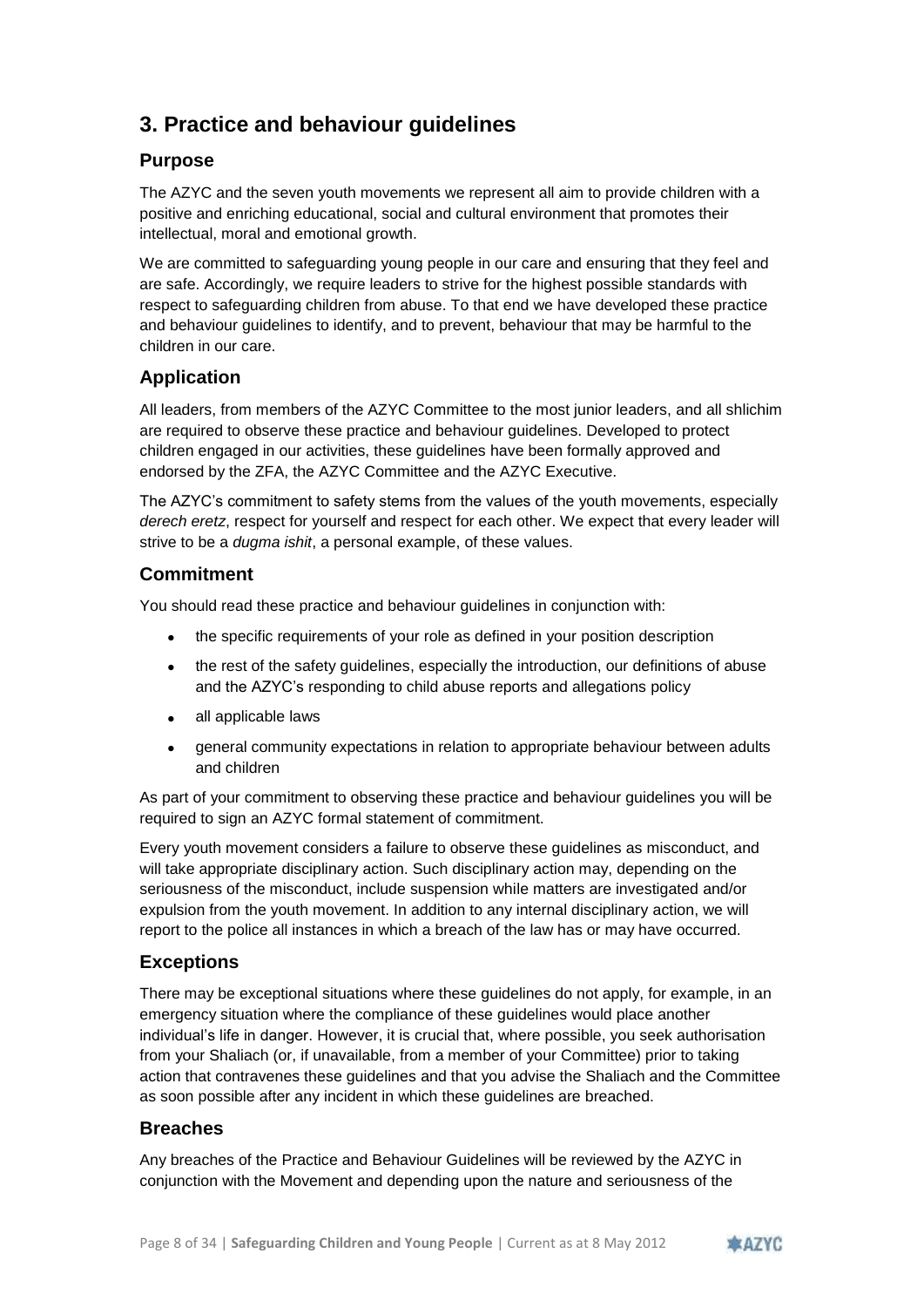## 3. Practice and behaviour guidelines

### Purpose

The AZYC and the seven youth movements we represent all aim to provide children with a positive and enriching educational, social and cultural environment that promotes their intellectual, moral and emotional growth.

We are committed to safeguarding young people in our care and ensuring that they feel and are safe. Accordingly, we require leaders to strive for the highest possible standards with respect to safeguarding children from abuse. To that end we have developed these practice and behaviour guidelines to identify, and to prevent, behaviour that may be harmful to the children in our care.

### Application

All leaders, from members of the AZYC Committee to the most junior leaders, and all shlichim are required to observe these practice and behaviour guidelines. Developed to protect children engaged in our activities, these guidelines have been formally approved and endorsed by the ZFA, the AZYC Committee and the AZYC Executive.

The AZYC's commitment to safety stems from the values of the youth movements, especially *derech eretz*, respect for yourself and respect for each other. We expect that every leader will strive to be a *dugma ishit*, a personal example, of these values.

### Commitment

You should read these practice and behaviour guidelines in conjunction with:

- the specific requirements of your role as defined in your position description
- the rest of the safety guidelines, especially the introduction, our definitions of abuse and the AZYC's responding to child abuse reports and allegations policy
- all applicable laws
- general community expectations in relation to appropriate behaviour between adults and children

As part of your commitment to observing these practice and behaviour guidelines you will be required to sign an AZYC formal statement of commitment.

Every youth movement considers a failure to observe these guidelines as misconduct, and will take appropriate disciplinary action. Such disciplinary action may, depending on the seriousness of the misconduct, include suspension while matters are investigated and/or expulsion from the youth movement. In addition to any internal disciplinary action, we will report to the police all instances in which a breach of the law has or may have occurred.

### Exceptions

There may be exceptional situations where these guidelines do not apply, for example, in an emergency situation where the compliance of these guidelines would place another individual's life in danger. However, it is crucial that, where possible, you seek authorisation from your Shaliach (or, if unavailable, from a member of your Committee) prior to taking action that contravenes these guidelines and that you advise the Shaliach and the Committee as soon possible after any incident in which these guidelines are breached.

### Breaches

Any breaches of the Practice and Behaviour Guidelines will be reviewed by the AZYC in conjunction with the Movement and depending upon the nature and seriousness of the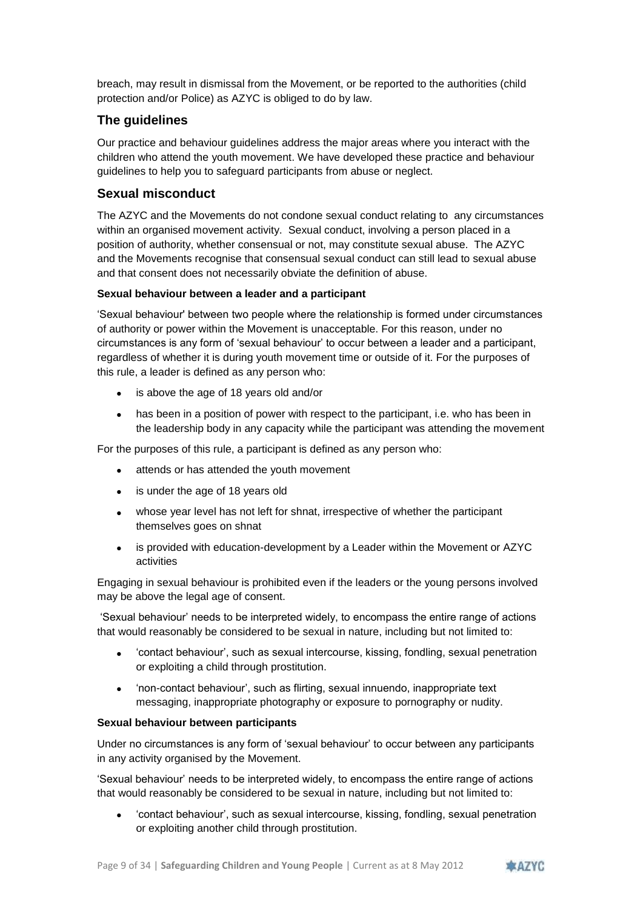breach, may result in dismissal from the Movement, or be reported to the authorities (child protection and/or Police) as AZYC is obliged to do by law.

## The guidelines

Our practice and behaviour guidelines address the major areas where you interact with the children who attend the youth movement. We have developed these practice and behaviour guidelines to help you to safeguard participants from abuse or neglect.

## Sexual misconduct

The AZYC and the Movements do not condone sexual conduct relating to any circumstances within an organised movement activity. Sexual conduct, involving a person placed in a position of authority, whether consensual or not, may constitute sexual abuse. The AZYC and the Movements recognise that consensual sexual conduct can still lead to sexual abuse and that consent does not necessarily obviate the definition of abuse.

**Sexual behaviour between a leader and a participant**

'Sexual behaviour' between two people where the relationship is formed under circumstances of authority or power within the Movement is unacceptable. For this reason, under no circumstances is any form of 'sexual behaviour' to occur between a leader and a participant, regardless of whether it is during youth movement time or outside of it. For the purposes of this rule, a leader is defined as any person who:

- is above the age of 18 years old and/or
- has been in a position of power with respect to the participant, i.e. who has been in the leadership body in any capacity while the participant was attending the movement

For the purposes of this rule, a participant is defined as any person who:

- attends or has attended the youth movement
- is under the age of 18 years old
- whose year level has not left for shnat, irrespective of whether the participant themselves goes on shnat
- is provided with education-development by a Leader within the Movement or AZYC activities

Engaging in sexual behaviour is prohibited even if the leaders or the young persons involved may be above the legal age of consent.

'Sexual behaviour' needs to be interpreted widely, to encompass the entire range of actions that would reasonably be considered to be sexual in nature, including but not limited to:

- 'contact behaviour', such as sexual intercourse, kissing, fondling, sexual penetration or exploiting a child through prostitution.
- 'non-contact behaviour', such as flirting, sexual innuendo, inappropriate text messaging, inappropriate photography or exposure to pornography or nudity.

**Sexual behaviour between participants**

Under no circumstances is any form of 'sexual behaviour' to occur between any participants in any activity organised by the Movement.

'Sexual behaviour' needs to be interpreted widely, to encompass the entire range of actions that would reasonably be considered to be sexual in nature, including but not limited to:

- 'contact behaviour', such as sexual intercourse, kissing, fondling, sexual penetration or exploiting another child through prostitution.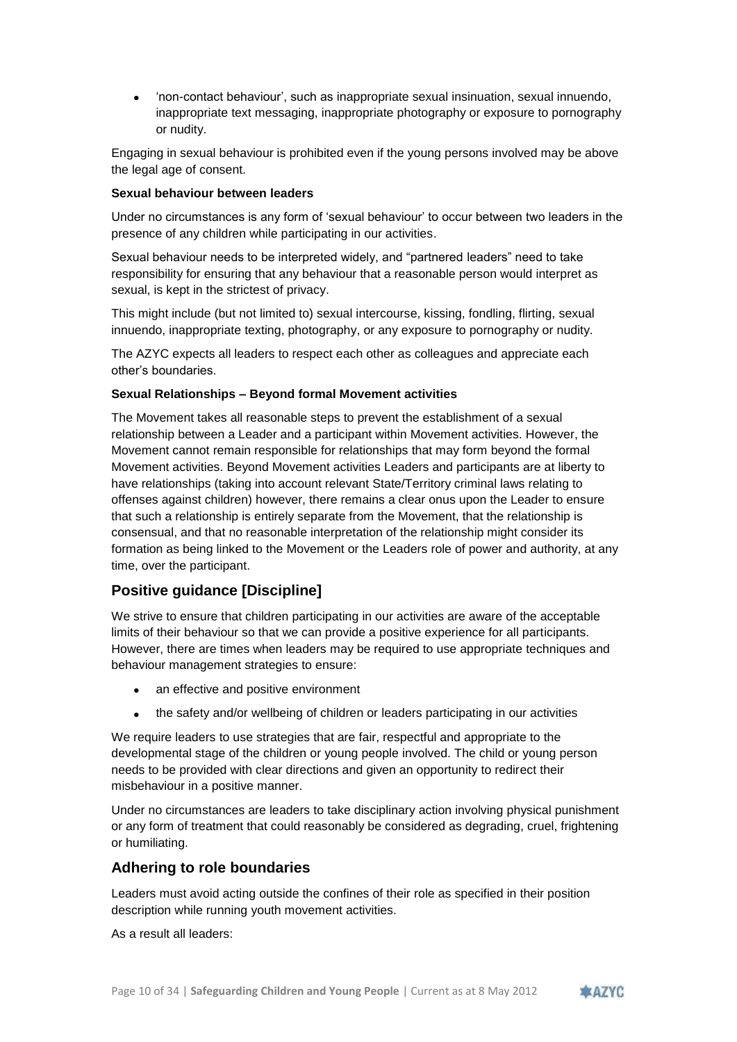- 'non-contact behaviour', such as inappropriate sexual insinuation, sexual innuendo, inappropriate text messaging, inappropriate photography or exposure to pornography or nudity.

Engaging in sexual behaviour is prohibited even if the young persons involved may be above the legal age of consent.

**Sexual behaviour between leaders**

Under no circumstances is any form of 'sexual behaviour' to occur between two leaders in the presence of any children while participating in our activities.

Sexual behaviour needs to be interpreted widely, and "partnered leaders" need to take responsibility for ensuring that any behaviour that a reasonable person would interpret as sexual, is kept in the strictest of privacy.

This might include (but not limited to) sexual intercourse, kissing, fondling, flirting, sexual innuendo, inappropriate texting, photography, or any exposure to pornography or nudity.

The AZYC expects all leaders to respect each other as colleagues and appreciate each other's boundaries.

**Sexual Relationships – Beyond formal Movement activities**

The Movement takes all reasonable steps to prevent the establishment of a sexual relationship between a Leader and a participant within Movement activities. However, the Movement cannot remain responsible for relationships that may form beyond the formal Movement activities. Beyond Movement activities Leaders and participants are at liberty to have relationships (taking into account relevant State/Territory criminal laws relating to offenses against children) however, there remains a clear onus upon the Leader to ensure that such a relationship is entirely separate from the Movement, that the relationship is consensual, and that no reasonable interpretation of the relationship might consider its formation as being linked to the Movement or the Leaders role of power and authority, at any time, over the participant.

## Positive guidance [Discipline]

We strive to ensure that children participating in our activities are aware of the acceptable limits of their behaviour so that we can provide a positive experience for all participants. However, there are times when leaders may be required to use appropriate techniques and behaviour management strategies to ensure:

- an effective and positive environment
- the safety and/or wellbeing of children or leaders participating in our activities

We require leaders to use strategies that are fair, respectful and appropriate to the developmental stage of the children or young people involved. The child or young person needs to be provided with clear directions and given an opportunity to redirect their misbehaviour in a positive manner.

Under no circumstances are leaders to take disciplinary action involving physical punishment or any form of treatment that could reasonably be considered as degrading, cruel, frightening or humiliating.

## Adhering to role boundaries

Leaders must avoid acting outside the confines of their role as specified in their position description while running youth movement activities.

As a result all leaders: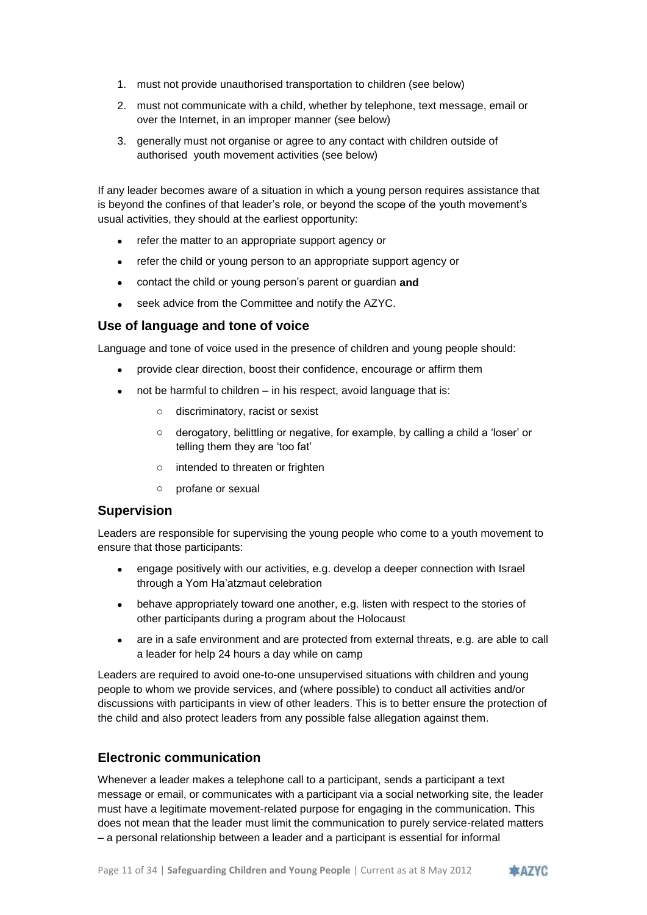1. must not provide unauthorised transportation to children (see below)
2. must not communicate with a child, whether by telephone, text message, email or over the Internet, in an improper manner (see below)
3. generally must not organise or agree to any contact with children outside of authorised youth movement activities (see below)

If any leader becomes aware of a situation in which a young person requires assistance that is beyond the confines of that leader's role, or beyond the scope of the youth movement's usual activities, they should at the earliest opportunity:

- refer the matter to an appropriate support agency or
- refer the child or young person to an appropriate support agency or
- contact the child or young person's parent or guardian **and**
- seek advice from the Committee and notify the AZYC.

## Use of language and tone of voice

Language and tone of voice used in the presence of children and young people should:

- provide clear direction, boost their confidence, encourage or affirm them
- not be harmful to children – in his respect, avoid language that is:
  - discriminatory, racist or sexist
  - derogatory, belittling or negative, for example, by calling a child a 'loser' or telling them they are 'too fat'
  - intended to threaten or frighten
  - profane or sexual

## Supervision

Leaders are responsible for supervising the young people who come to a youth movement to ensure that those participants:

- engage positively with our activities, e.g. develop a deeper connection with Israel through a Yom Ha'atzmaut celebration
- behave appropriately toward one another, e.g. listen with respect to the stories of other participants during a program about the Holocaust
- are in a safe environment and are protected from external threats, e.g. are able to call a leader for help 24 hours a day while on camp

Leaders are required to avoid one-to-one unsupervised situations with children and young people to whom we provide services, and (where possible) to conduct all activities and/or discussions with participants in view of other leaders. This is to better ensure the protection of the child and also protect leaders from any possible false allegation against them.

## Electronic communication

Whenever a leader makes a telephone call to a participant, sends a participant a text message or email, or communicates with a participant via a social networking site, the leader must have a legitimate movement-related purpose for engaging in the communication. This does not mean that the leader must limit the communication to purely service-related matters – a personal relationship between a leader and a participant is essential for informal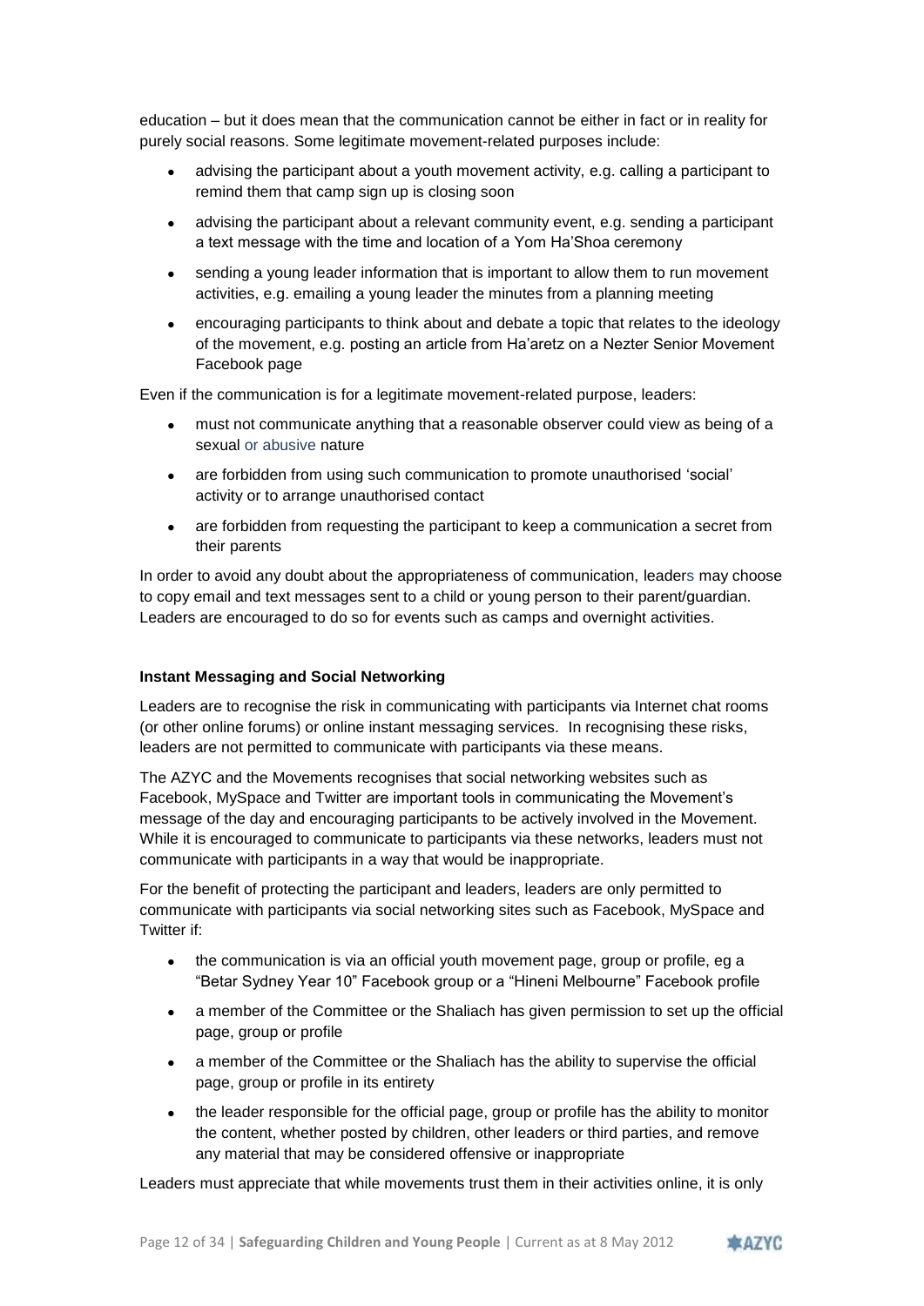education – but it does mean that the communication cannot be either in fact or in reality for purely social reasons. Some legitimate movement-related purposes include:

- advising the participant about a youth movement activity, e.g. calling a participant to remind them that camp sign up is closing soon
- advising the participant about a relevant community event, e.g. sending a participant a text message with the time and location of a Yom Ha'Shoa ceremony
- sending a young leader information that is important to allow them to run movement activities, e.g. emailing a young leader the minutes from a planning meeting
- encouraging participants to think about and debate a topic that relates to the ideology of the movement, e.g. posting an article from Ha'aretz on a Nezter Senior Movement Facebook page

Even if the communication is for a legitimate movement-related purpose, leaders:

- must not communicate anything that a reasonable observer could view as being of a sexual or abusive nature
- are forbidden from using such communication to promote unauthorised 'social' activity or to arrange unauthorised contact
- are forbidden from requesting the participant to keep a communication a secret from their parents

In order to avoid any doubt about the appropriateness of communication, leaders may choose to copy email and text messages sent to a child or young person to their parent/guardian. Leaders are encouraged to do so for events such as camps and overnight activities.

**Instant Messaging and Social Networking**

Leaders are to recognise the risk in communicating with participants via Internet chat rooms (or other online forums) or online instant messaging services. In recognising these risks, leaders are not permitted to communicate with participants via these means.

The AZYC and the Movements recognises that social networking websites such as Facebook, MySpace and Twitter are important tools in communicating the Movement's message of the day and encouraging participants to be actively involved in the Movement. While it is encouraged to communicate to participants via these networks, leaders must not communicate with participants in a way that would be inappropriate.

For the benefit of protecting the participant and leaders, leaders are only permitted to communicate with participants via social networking sites such as Facebook, MySpace and Twitter if:

- the communication is via an official youth movement page, group or profile, eg a "Betar Sydney Year 10" Facebook group or a "Hineni Melbourne" Facebook profile
- a member of the Committee or the Shaliach has given permission to set up the official page, group or profile
- a member of the Committee or the Shaliach has the ability to supervise the official page, group or profile in its entirety
- the leader responsible for the official page, group or profile has the ability to monitor the content, whether posted by children, other leaders or third parties, and remove any material that may be considered offensive or inappropriate

Leaders must appreciate that while movements trust them in their activities online, it is only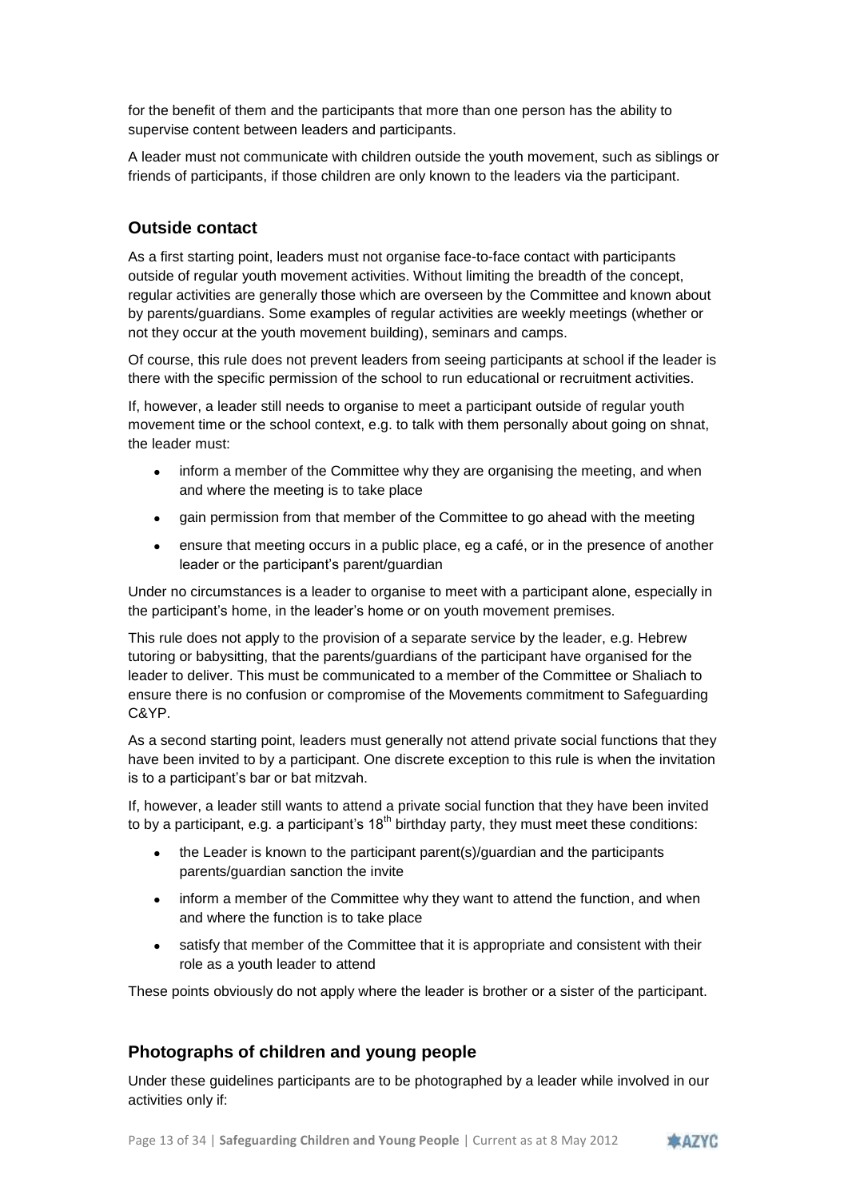for the benefit of them and the participants that more than one person has the ability to supervise content between leaders and participants.

A leader must not communicate with children outside the youth movement, such as siblings or friends of participants, if those children are only known to the leaders via the participant.

## Outside contact

As a first starting point, leaders must not organise face-to-face contact with participants outside of regular youth movement activities. Without limiting the breadth of the concept, regular activities are generally those which are overseen by the Committee and known about by parents/guardians. Some examples of regular activities are weekly meetings (whether or not they occur at the youth movement building), seminars and camps.

Of course, this rule does not prevent leaders from seeing participants at school if the leader is there with the specific permission of the school to run educational or recruitment activities.

If, however, a leader still needs to organise to meet a participant outside of regular youth movement time or the school context, e.g. to talk with them personally about going on shnat, the leader must:

- inform a member of the Committee why they are organising the meeting, and when and where the meeting is to take place
- gain permission from that member of the Committee to go ahead with the meeting
- ensure that meeting occurs in a public place, eg a café, or in the presence of another leader or the participant's parent/guardian

Under no circumstances is a leader to organise to meet with a participant alone, especially in the participant's home, in the leader's home or on youth movement premises.

This rule does not apply to the provision of a separate service by the leader, e.g. Hebrew tutoring or babysitting, that the parents/guardians of the participant have organised for the leader to deliver. This must be communicated to a member of the Committee or Shaliach to ensure there is no confusion or compromise of the Movements commitment to Safeguarding C&YP.

As a second starting point, leaders must generally not attend private social functions that they have been invited to by a participant. One discrete exception to this rule is when the invitation is to a participant's bar or bat mitzvah.

If, however, a leader still wants to attend a private social function that they have been invited to by a participant, e.g. a participant's 18th birthday party, they must meet these conditions:

- the Leader is known to the participant parent(s)/guardian and the participants parents/guardian sanction the invite
- inform a member of the Committee why they want to attend the function, and when and where the function is to take place
- satisfy that member of the Committee that it is appropriate and consistent with their role as a youth leader to attend

These points obviously do not apply where the leader is brother or a sister of the participant.

## Photographs of children and young people

Under these guidelines participants are to be photographed by a leader while involved in our activities only if: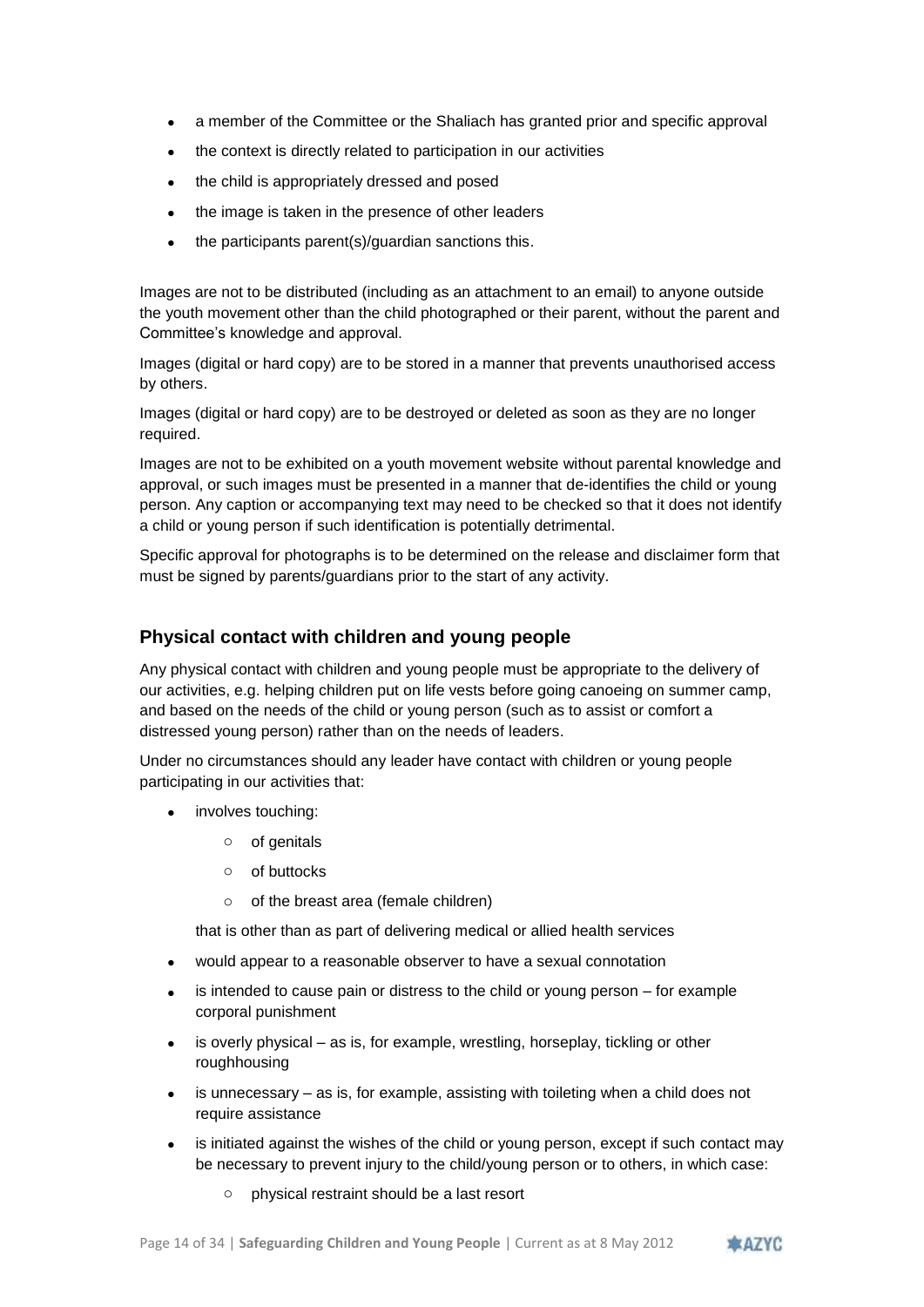- a member of the Committee or the Shaliach has granted prior and specific approval
- the context is directly related to participation in our activities
- the child is appropriately dressed and posed
- the image is taken in the presence of other leaders
- the participants parent(s)/guardian sanctions this.

Images are not to be distributed (including as an attachment to an email) to anyone outside the youth movement other than the child photographed or their parent, without the parent and Committee's knowledge and approval.

Images (digital or hard copy) are to be stored in a manner that prevents unauthorised access by others.

Images (digital or hard copy) are to be destroyed or deleted as soon as they are no longer required.

Images are not to be exhibited on a youth movement website without parental knowledge and approval, or such images must be presented in a manner that de-identifies the child or young person. Any caption or accompanying text may need to be checked so that it does not identify a child or young person if such identification is potentially detrimental.

Specific approval for photographs is to be determined on the release and disclaimer form that must be signed by parents/guardians prior to the start of any activity.

## Physical contact with children and young people

Any physical contact with children and young people must be appropriate to the delivery of our activities, e.g. helping children put on life vests before going canoeing on summer camp, and based on the needs of the child or young person (such as to assist or comfort a distressed young person) rather than on the needs of leaders.

Under no circumstances should any leader have contact with children or young people participating in our activities that:

- involves touching:
  - of genitals
  - of buttocks
  - of the breast area (female children)

  that is other than as part of delivering medical or allied health services
- would appear to a reasonable observer to have a sexual connotation
- is intended to cause pain or distress to the child or young person – for example corporal punishment
- is overly physical – as is, for example, wrestling, horseplay, tickling or other roughhousing
- is unnecessary – as is, for example, assisting with toileting when a child does not require assistance
- is initiated against the wishes of the child or young person, except if such contact may be necessary to prevent injury to the child/young person or to others, in which case:
  - physical restraint should be a last resort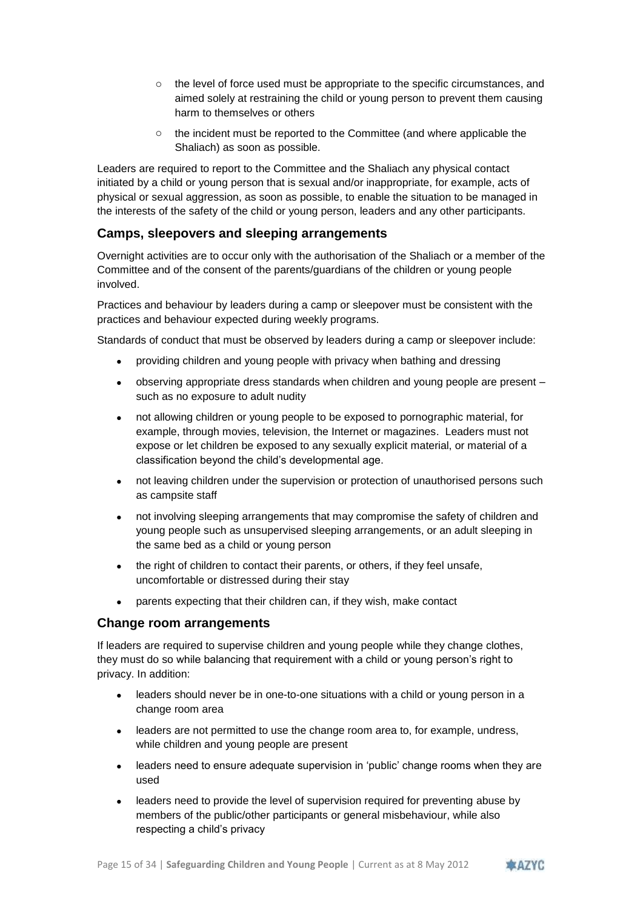- the level of force used must be appropriate to the specific circumstances, and aimed solely at restraining the child or young person to prevent them causing harm to themselves or others
  - the incident must be reported to the Committee (and where applicable the Shaliach) as soon as possible.

Leaders are required to report to the Committee and the Shaliach any physical contact initiated by a child or young person that is sexual and/or inappropriate, for example, acts of physical or sexual aggression, as soon as possible, to enable the situation to be managed in the interests of the safety of the child or young person, leaders and any other participants.

## Camps, sleepovers and sleeping arrangements

Overnight activities are to occur only with the authorisation of the Shaliach or a member of the Committee and of the consent of the parents/guardians of the children or young people involved.

Practices and behaviour by leaders during a camp or sleepover must be consistent with the practices and behaviour expected during weekly programs.

Standards of conduct that must be observed by leaders during a camp or sleepover include:

- providing children and young people with privacy when bathing and dressing
- observing appropriate dress standards when children and young people are present – such as no exposure to adult nudity
- not allowing children or young people to be exposed to pornographic material, for example, through movies, television, the Internet or magazines. Leaders must not expose or let children be exposed to any sexually explicit material, or material of a classification beyond the child's developmental age.
- not leaving children under the supervision or protection of unauthorised persons such as campsite staff
- not involving sleeping arrangements that may compromise the safety of children and young people such as unsupervised sleeping arrangements, or an adult sleeping in the same bed as a child or young person
- the right of children to contact their parents, or others, if they feel unsafe, uncomfortable or distressed during their stay
- parents expecting that their children can, if they wish, make contact

## Change room arrangements

If leaders are required to supervise children and young people while they change clothes, they must do so while balancing that requirement with a child or young person's right to privacy. In addition:

- leaders should never be in one-to-one situations with a child or young person in a change room area
- leaders are not permitted to use the change room area to, for example, undress, while children and young people are present
- leaders need to ensure adequate supervision in 'public' change rooms when they are used
- leaders need to provide the level of supervision required for preventing abuse by members of the public/other participants or general misbehaviour, while also respecting a child's privacy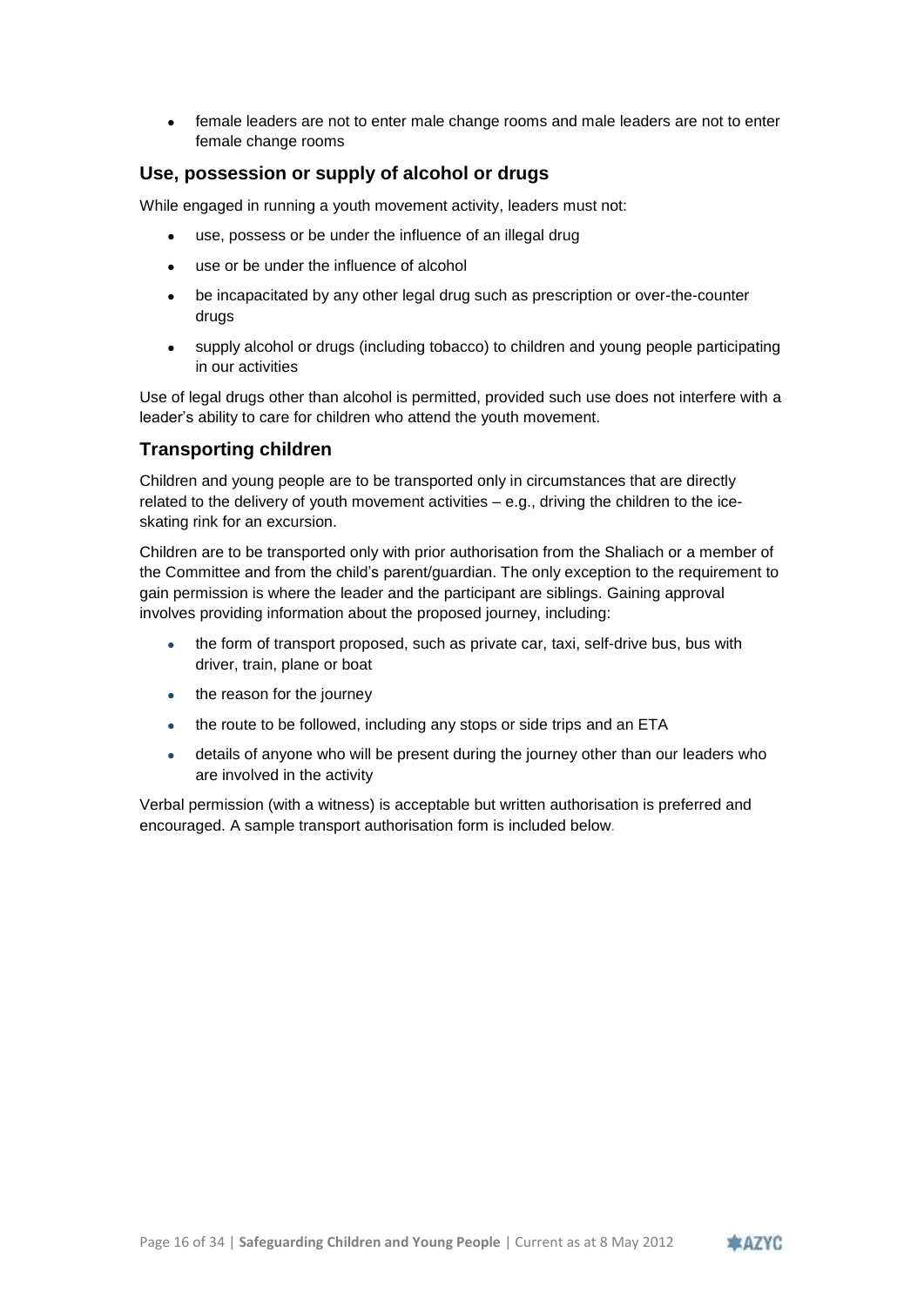- female leaders are not to enter male change rooms and male leaders are not to enter female change rooms

### Use, possession or supply of alcohol or drugs

While engaged in running a youth movement activity, leaders must not:

- use, possess or be under the influence of an illegal drug
- use or be under the influence of alcohol
- be incapacitated by any other legal drug such as prescription or over-the-counter drugs
- supply alcohol or drugs (including tobacco) to children and young people participating in our activities

Use of legal drugs other than alcohol is permitted, provided such use does not interfere with a leader's ability to care for children who attend the youth movement.

### Transporting children

Children and young people are to be transported only in circumstances that are directly related to the delivery of youth movement activities – e.g., driving the children to the ice-skating rink for an excursion.

Children are to be transported only with prior authorisation from the Shaliach or a member of the Committee and from the child's parent/guardian. The only exception to the requirement to gain permission is where the leader and the participant are siblings. Gaining approval involves providing information about the proposed journey, including:

- the form of transport proposed, such as private car, taxi, self-drive bus, bus with driver, train, plane or boat
- the reason for the journey
- the route to be followed, including any stops or side trips and an ETA
- details of anyone who will be present during the journey other than our leaders who are involved in the activity

Verbal permission (with a witness) is acceptable but written authorisation is preferred and encouraged. A sample transport authorisation form is included below.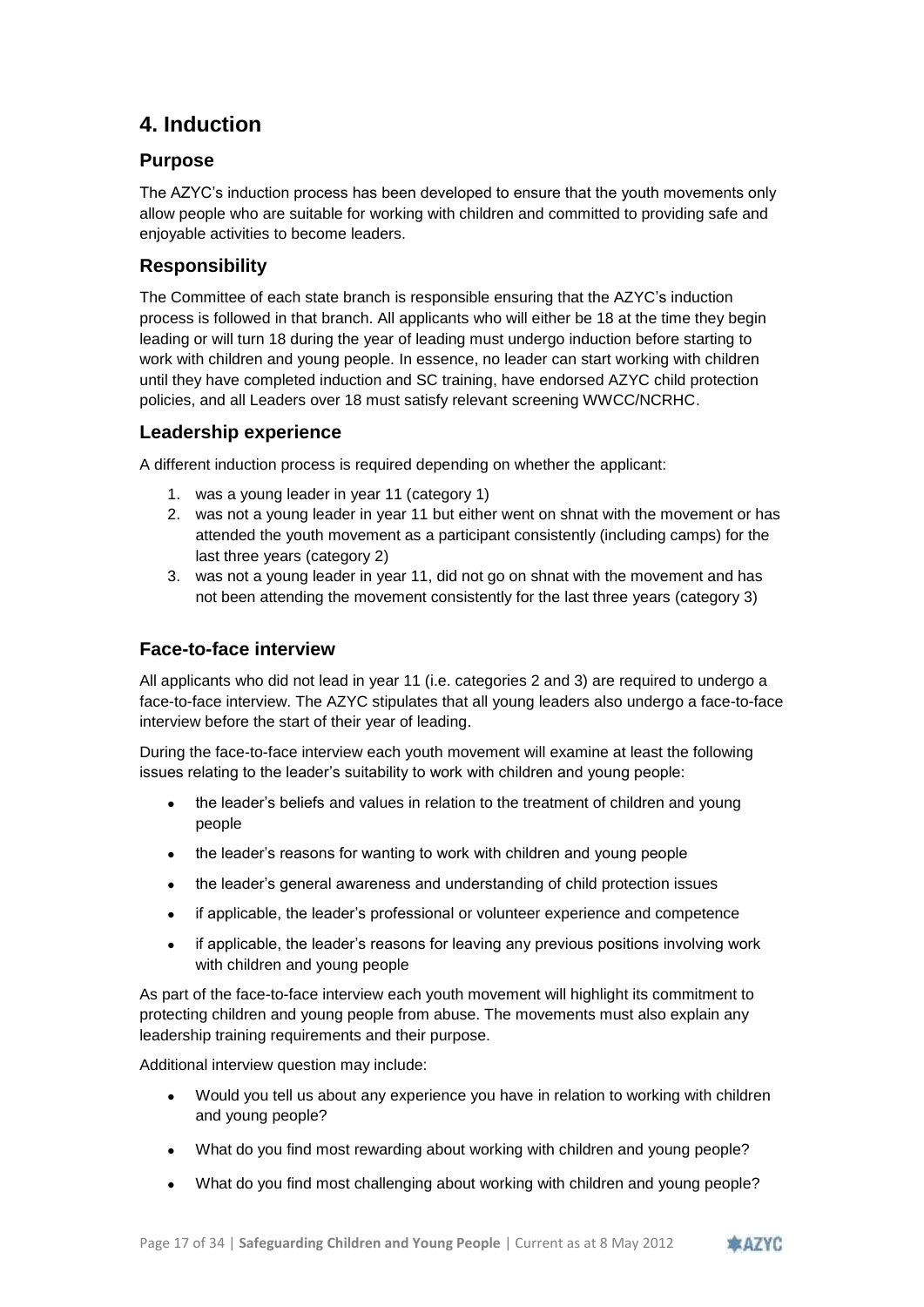# 4. Induction

## Purpose

The AZYC's induction process has been developed to ensure that the youth movements only allow people who are suitable for working with children and committed to providing safe and enjoyable activities to become leaders.

## Responsibility

The Committee of each state branch is responsible ensuring that the AZYC's induction process is followed in that branch. All applicants who will either be 18 at the time they begin leading or will turn 18 during the year of leading must undergo induction before starting to work with children and young people. In essence, no leader can start working with children until they have completed induction and SC training, have endorsed AZYC child protection policies, and all Leaders over 18 must satisfy relevant screening WWCC/NCRHC.

## Leadership experience

A different induction process is required depending on whether the applicant:

1. was a young leader in year 11 (category 1)
2. was not a young leader in year 11 but either went on shnat with the movement or has attended the youth movement as a participant consistently (including camps) for the last three years (category 2)
3. was not a young leader in year 11, did not go on shnat with the movement and has not been attending the movement consistently for the last three years (category 3)

## Face-to-face interview

All applicants who did not lead in year 11 (i.e. categories 2 and 3) are required to undergo a face-to-face interview. The AZYC stipulates that all young leaders also undergo a face-to-face interview before the start of their year of leading.

During the face-to-face interview each youth movement will examine at least the following issues relating to the leader's suitability to work with children and young people:

- the leader's beliefs and values in relation to the treatment of children and young people
- the leader's reasons for wanting to work with children and young people
- the leader's general awareness and understanding of child protection issues
- if applicable, the leader's professional or volunteer experience and competence
- if applicable, the leader's reasons for leaving any previous positions involving work with children and young people

As part of the face-to-face interview each youth movement will highlight its commitment to protecting children and young people from abuse. The movements must also explain any leadership training requirements and their purpose.

Additional interview question may include:

- Would you tell us about any experience you have in relation to working with children and young people?
- What do you find most rewarding about working with children and young people?
- What do you find most challenging about working with children and young people?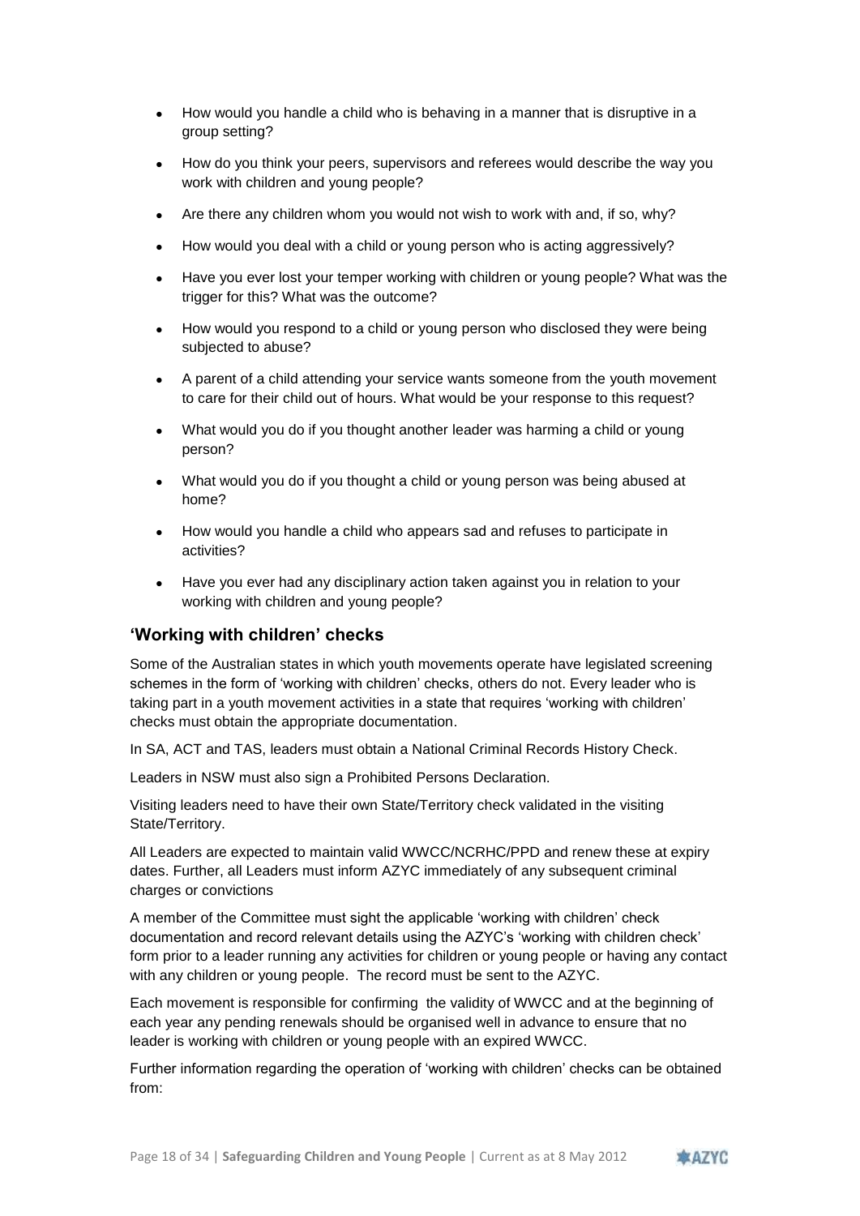- How would you handle a child who is behaving in a manner that is disruptive in a group setting?
- How do you think your peers, supervisors and referees would describe the way you work with children and young people?
- Are there any children whom you would not wish to work with and, if so, why?
- How would you deal with a child or young person who is acting aggressively?
- Have you ever lost your temper working with children or young people? What was the trigger for this? What was the outcome?
- How would you respond to a child or young person who disclosed they were being subjected to abuse?
- A parent of a child attending your service wants someone from the youth movement to care for their child out of hours. What would be your response to this request?
- What would you do if you thought another leader was harming a child or young person?
- What would you do if you thought a child or young person was being abused at home?
- How would you handle a child who appears sad and refuses to participate in activities?
- Have you ever had any disciplinary action taken against you in relation to your working with children and young people?

## 'Working with children' checks

Some of the Australian states in which youth movements operate have legislated screening schemes in the form of 'working with children' checks, others do not. Every leader who is taking part in a youth movement activities in a state that requires 'working with children' checks must obtain the appropriate documentation.

In SA, ACT and TAS, leaders must obtain a National Criminal Records History Check.

Leaders in NSW must also sign a Prohibited Persons Declaration.

Visiting leaders need to have their own State/Territory check validated in the visiting State/Territory.

All Leaders are expected to maintain valid WWCC/NCRHC/PPD and renew these at expiry dates. Further, all Leaders must inform AZYC immediately of any subsequent criminal charges or convictions

A member of the Committee must sight the applicable 'working with children' check documentation and record relevant details using the AZYC's 'working with children check' form prior to a leader running any activities for children or young people or having any contact with any children or young people. The record must be sent to the AZYC.

Each movement is responsible for confirming the validity of WWCC and at the beginning of each year any pending renewals should be organised well in advance to ensure that no leader is working with children or young people with an expired WWCC.

Further information regarding the operation of 'working with children' checks can be obtained from: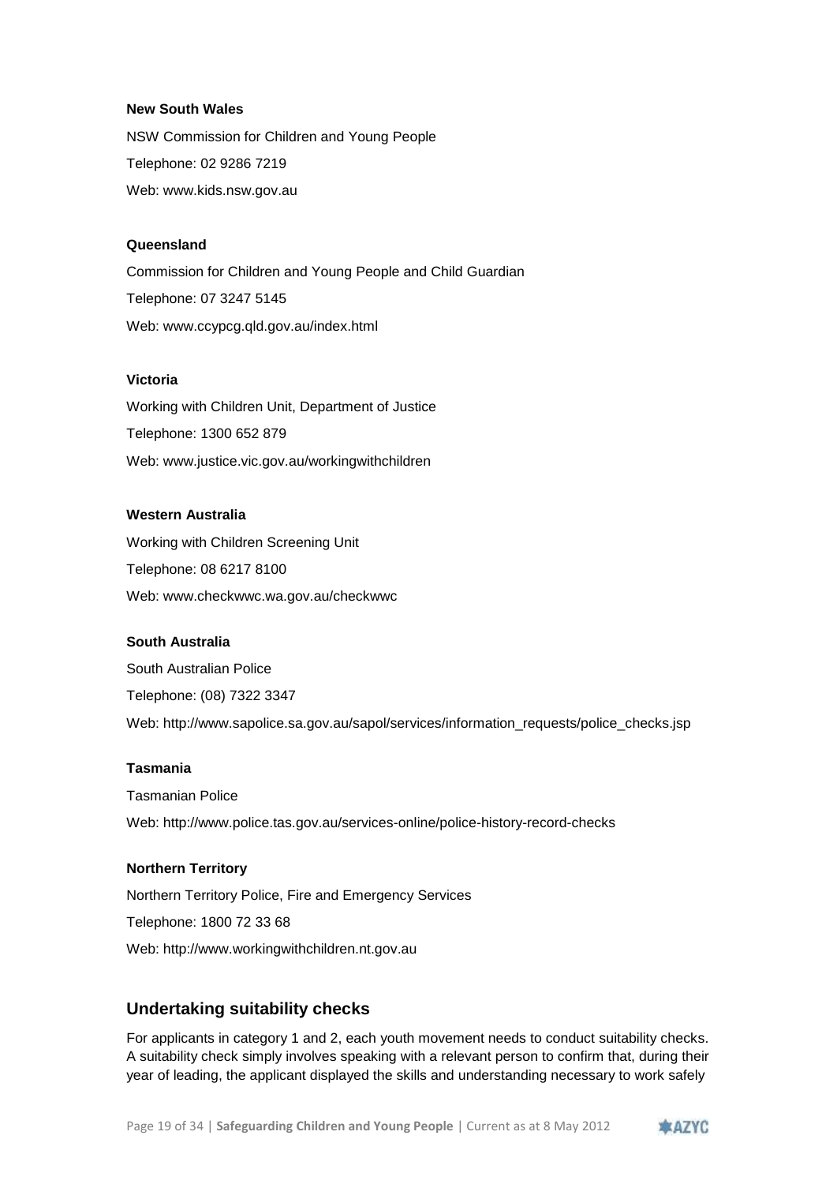**New South Wales**

NSW Commission for Children and Young People

Telephone: 02 9286 7219

Web: www.kids.nsw.gov.au

**Queensland**

Commission for Children and Young People and Child Guardian

Telephone: 07 3247 5145

Web: www.ccypcg.qld.gov.au/index.html

**Victoria**

Working with Children Unit, Department of Justice

Telephone: 1300 652 879

Web: www.justice.vic.gov.au/workingwithchildren

**Western Australia**

Working with Children Screening Unit

Telephone: 08 6217 8100

Web: www.checkwwc.wa.gov.au/checkwwc

**South Australia**

South Australian Police

Telephone: (08) 7322 3347

Web: http://www.sapolice.sa.gov.au/sapol/services/information_requests/police_checks.jsp

**Tasmania**

Tasmanian Police

Web: http://www.police.tas.gov.au/services-online/police-history-record-checks

**Northern Territory**

Northern Territory Police, Fire and Emergency Services

Telephone: 1800 72 33 68

Web: http://www.workingwithchildren.nt.gov.au

## Undertaking suitability checks

For applicants in category 1 and 2, each youth movement needs to conduct suitability checks. A suitability check simply involves speaking with a relevant person to confirm that, during their year of leading, the applicant displayed the skills and understanding necessary to work safely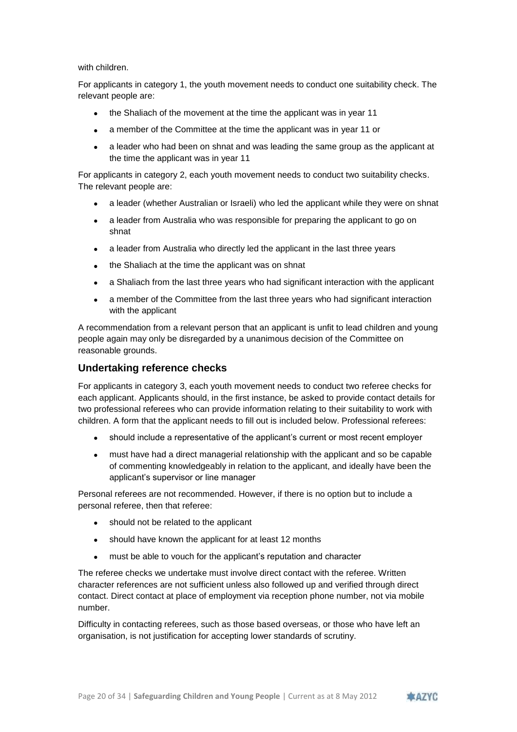with children.

For applicants in category 1, the youth movement needs to conduct one suitability check. The relevant people are:

- the Shaliach of the movement at the time the applicant was in year 11
- a member of the Committee at the time the applicant was in year 11 or
- a leader who had been on shnat and was leading the same group as the applicant at the time the applicant was in year 11

For applicants in category 2, each youth movement needs to conduct two suitability checks. The relevant people are:

- a leader (whether Australian or Israeli) who led the applicant while they were on shnat
- a leader from Australia who was responsible for preparing the applicant to go on shnat
- a leader from Australia who directly led the applicant in the last three years
- the Shaliach at the time the applicant was on shnat
- a Shaliach from the last three years who had significant interaction with the applicant
- a member of the Committee from the last three years who had significant interaction with the applicant

A recommendation from a relevant person that an applicant is unfit to lead children and young people again may only be disregarded by a unanimous decision of the Committee on reasonable grounds.

## Undertaking reference checks

For applicants in category 3, each youth movement needs to conduct two referee checks for each applicant. Applicants should, in the first instance, be asked to provide contact details for two professional referees who can provide information relating to their suitability to work with children. A form that the applicant needs to fill out is included below. Professional referees:

- should include a representative of the applicant's current or most recent employer
- must have had a direct managerial relationship with the applicant and so be capable of commenting knowledgeably in relation to the applicant, and ideally have been the applicant's supervisor or line manager

Personal referees are not recommended. However, if there is no option but to include a personal referee, then that referee:

- should not be related to the applicant
- should have known the applicant for at least 12 months
- must be able to vouch for the applicant's reputation and character

The referee checks we undertake must involve direct contact with the referee. Written character references are not sufficient unless also followed up and verified through direct contact. Direct contact at place of employment via reception phone number, not via mobile number.

Difficulty in contacting referees, such as those based overseas, or those who have left an organisation, is not justification for accepting lower standards of scrutiny.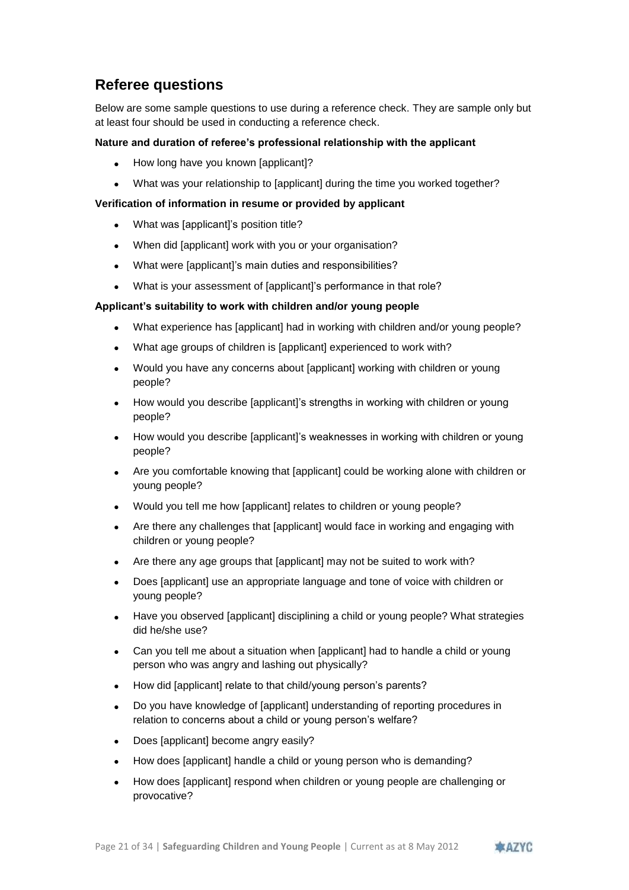## Referee questions

Below are some sample questions to use during a reference check. They are sample only but at least four should be used in conducting a reference check.

**Nature and duration of referee's professional relationship with the applicant**

- How long have you known [applicant]?
- What was your relationship to [applicant] during the time you worked together?

**Verification of information in resume or provided by applicant**

- What was [applicant]'s position title?
- When did [applicant] work with you or your organisation?
- What were [applicant]'s main duties and responsibilities?
- What is your assessment of [applicant]'s performance in that role?

**Applicant's suitability to work with children and/or young people**

- What experience has [applicant] had in working with children and/or young people?
- What age groups of children is [applicant] experienced to work with?
- Would you have any concerns about [applicant] working with children or young people?
- How would you describe [applicant]'s strengths in working with children or young people?
- How would you describe [applicant]'s weaknesses in working with children or young people?
- Are you comfortable knowing that [applicant] could be working alone with children or young people?
- Would you tell me how [applicant] relates to children or young people?
- Are there any challenges that [applicant] would face in working and engaging with children or young people?
- Are there any age groups that [applicant] may not be suited to work with?
- Does [applicant] use an appropriate language and tone of voice with children or young people?
- Have you observed [applicant] disciplining a child or young people? What strategies did he/she use?
- Can you tell me about a situation when [applicant] had to handle a child or young person who was angry and lashing out physically?
- How did [applicant] relate to that child/young person's parents?
- Do you have knowledge of [applicant] understanding of reporting procedures in relation to concerns about a child or young person's welfare?
- Does [applicant] become angry easily?
- How does [applicant] handle a child or young person who is demanding?
- How does [applicant] respond when children or young people are challenging or provocative?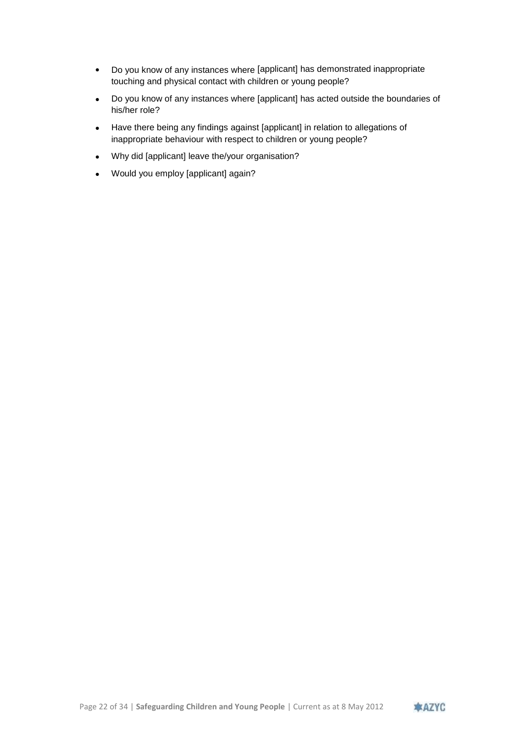- Do you know of any instances where [applicant] has demonstrated inappropriate touching and physical contact with children or young people?
- Do you know of any instances where [applicant] has acted outside the boundaries of his/her role?
- Have there being any findings against [applicant] in relation to allegations of inappropriate behaviour with respect to children or young people?
- Why did [applicant] leave the/your organisation?
- Would you employ [applicant] again?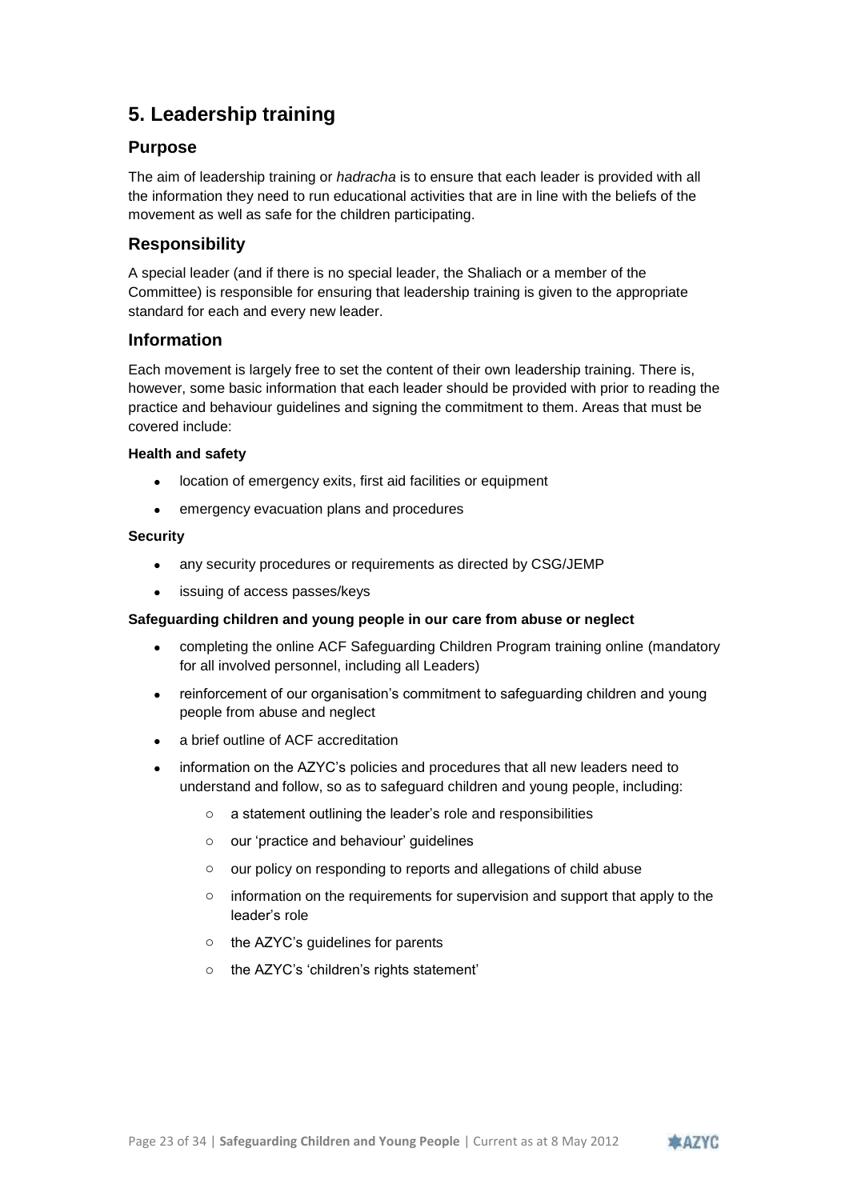## 5. Leadership training

### Purpose

The aim of leadership training or *hadracha* is to ensure that each leader is provided with all the information they need to run educational activities that are in line with the beliefs of the movement as well as safe for the children participating.

### Responsibility

A special leader (and if there is no special leader, the Shaliach or a member of the Committee) is responsible for ensuring that leadership training is given to the appropriate standard for each and every new leader.

### Information

Each movement is largely free to set the content of their own leadership training. There is, however, some basic information that each leader should be provided with prior to reading the practice and behaviour guidelines and signing the commitment to them. Areas that must be covered include:

**Health and safety**

- location of emergency exits, first aid facilities or equipment
- emergency evacuation plans and procedures

**Security**

- any security procedures or requirements as directed by CSG/JEMP
- issuing of access passes/keys

**Safeguarding children and young people in our care from abuse or neglect**

- completing the online ACF Safeguarding Children Program training online (mandatory for all involved personnel, including all Leaders)
- reinforcement of our organisation's commitment to safeguarding children and young people from abuse and neglect
- a brief outline of ACF accreditation
- information on the AZYC's policies and procedures that all new leaders need to understand and follow, so as to safeguard children and young people, including:
  - a statement outlining the leader's role and responsibilities
  - our 'practice and behaviour' guidelines
  - our policy on responding to reports and allegations of child abuse
  - information on the requirements for supervision and support that apply to the leader's role
  - the AZYC's guidelines for parents
  - the AZYC's 'children's rights statement'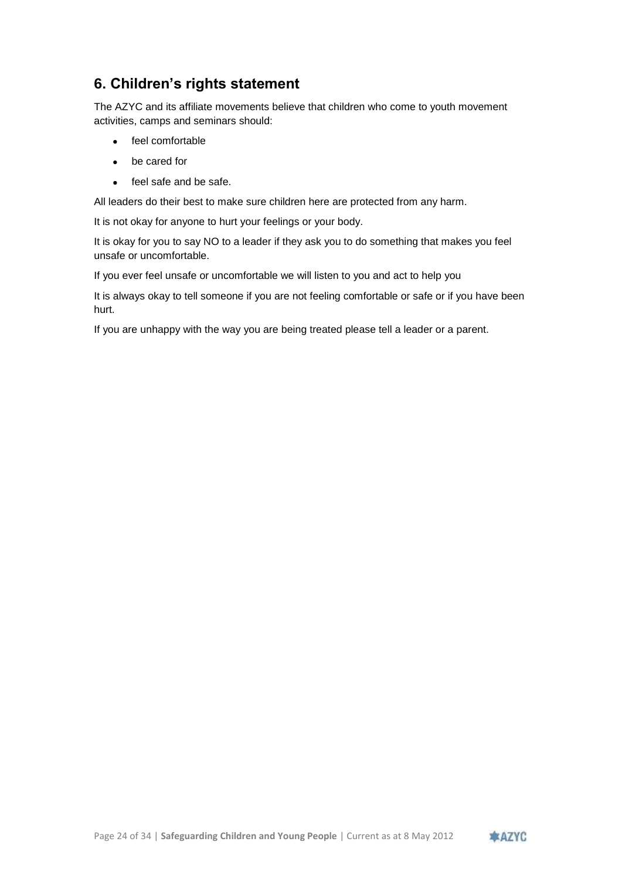## 6. Children's rights statement

The AZYC and its affiliate movements believe that children who come to youth movement activities, camps and seminars should:

- feel comfortable
- be cared for
- feel safe and be safe.

All leaders do their best to make sure children here are protected from any harm.

It is not okay for anyone to hurt your feelings or your body.

It is okay for you to say NO to a leader if they ask you to do something that makes you feel unsafe or uncomfortable.

If you ever feel unsafe or uncomfortable we will listen to you and act to help you

It is always okay to tell someone if you are not feeling comfortable or safe or if you have been hurt.

If you are unhappy with the way you are being treated please tell a leader or a parent.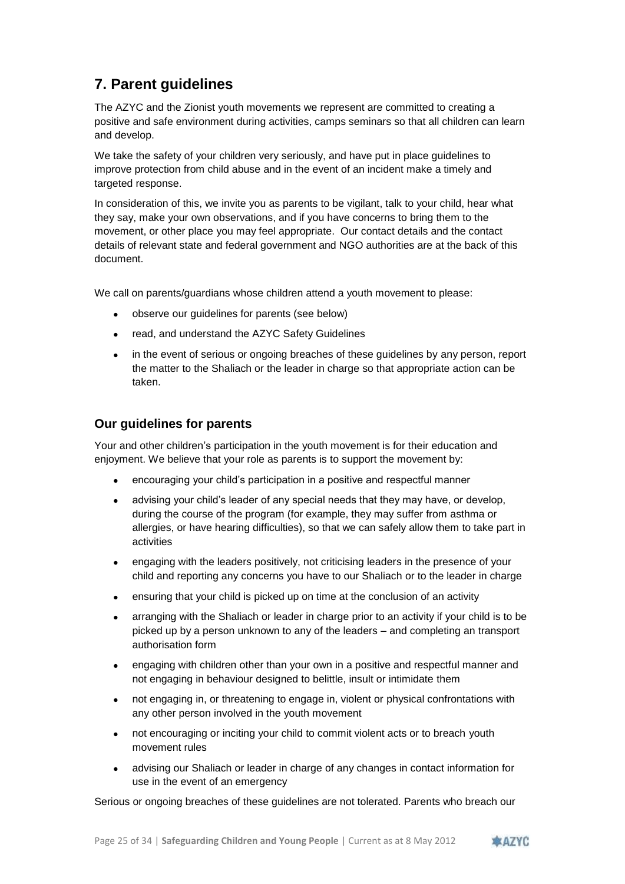## 7. Parent guidelines

The AZYC and the Zionist youth movements we represent are committed to creating a positive and safe environment during activities, camps seminars so that all children can learn and develop.

We take the safety of your children very seriously, and have put in place guidelines to improve protection from child abuse and in the event of an incident make a timely and targeted response.

In consideration of this, we invite you as parents to be vigilant, talk to your child, hear what they say, make your own observations, and if you have concerns to bring them to the movement, or other place you may feel appropriate. Our contact details and the contact details of relevant state and federal government and NGO authorities are at the back of this document.

We call on parents/guardians whose children attend a youth movement to please:

- observe our guidelines for parents (see below)
- read, and understand the AZYC Safety Guidelines
- in the event of serious or ongoing breaches of these guidelines by any person, report the matter to the Shaliach or the leader in charge so that appropriate action can be taken.

### Our guidelines for parents

Your and other children's participation in the youth movement is for their education and enjoyment. We believe that your role as parents is to support the movement by:

- encouraging your child's participation in a positive and respectful manner
- advising your child's leader of any special needs that they may have, or develop, during the course of the program (for example, they may suffer from asthma or allergies, or have hearing difficulties), so that we can safely allow them to take part in activities
- engaging with the leaders positively, not criticising leaders in the presence of your child and reporting any concerns you have to our Shaliach or to the leader in charge
- ensuring that your child is picked up on time at the conclusion of an activity
- arranging with the Shaliach or leader in charge prior to an activity if your child is to be picked up by a person unknown to any of the leaders – and completing an transport authorisation form
- engaging with children other than your own in a positive and respectful manner and not engaging in behaviour designed to belittle, insult or intimidate them
- not engaging in, or threatening to engage in, violent or physical confrontations with any other person involved in the youth movement
- not encouraging or inciting your child to commit violent acts or to breach youth movement rules
- advising our Shaliach or leader in charge of any changes in contact information for use in the event of an emergency

Serious or ongoing breaches of these guidelines are not tolerated. Parents who breach our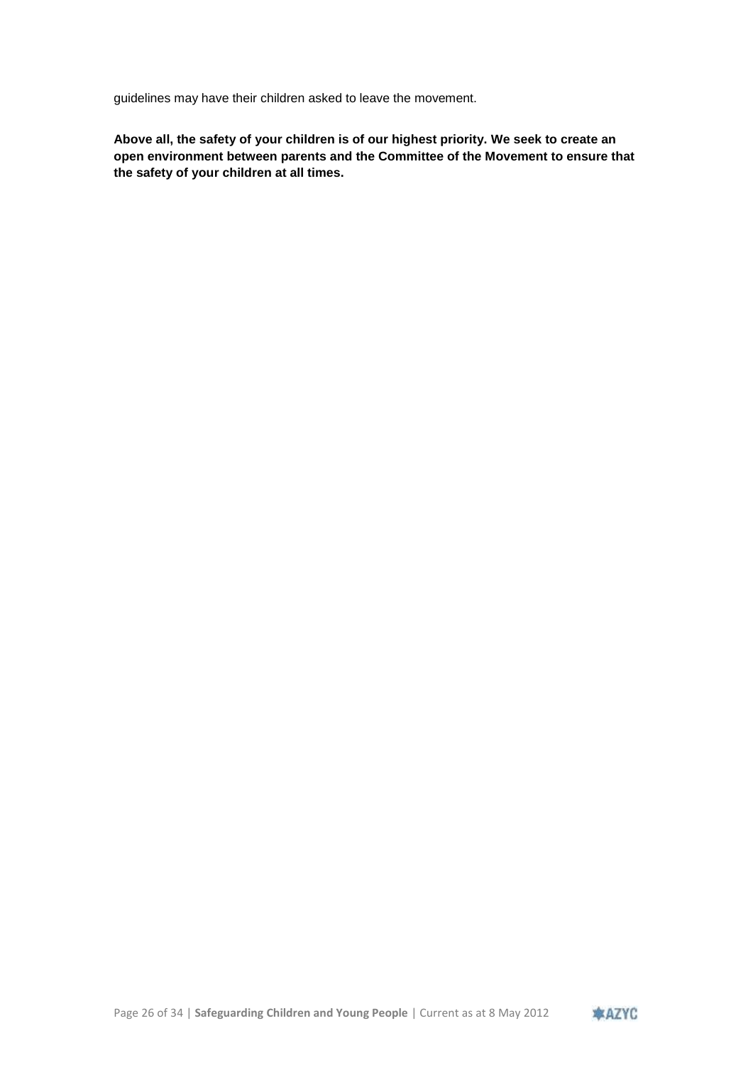guidelines may have their children asked to leave the movement.

**Above all, the safety of your children is of our highest priority. We seek to create an open environment between parents and the Committee of the Movement to ensure that the safety of your children at all times.**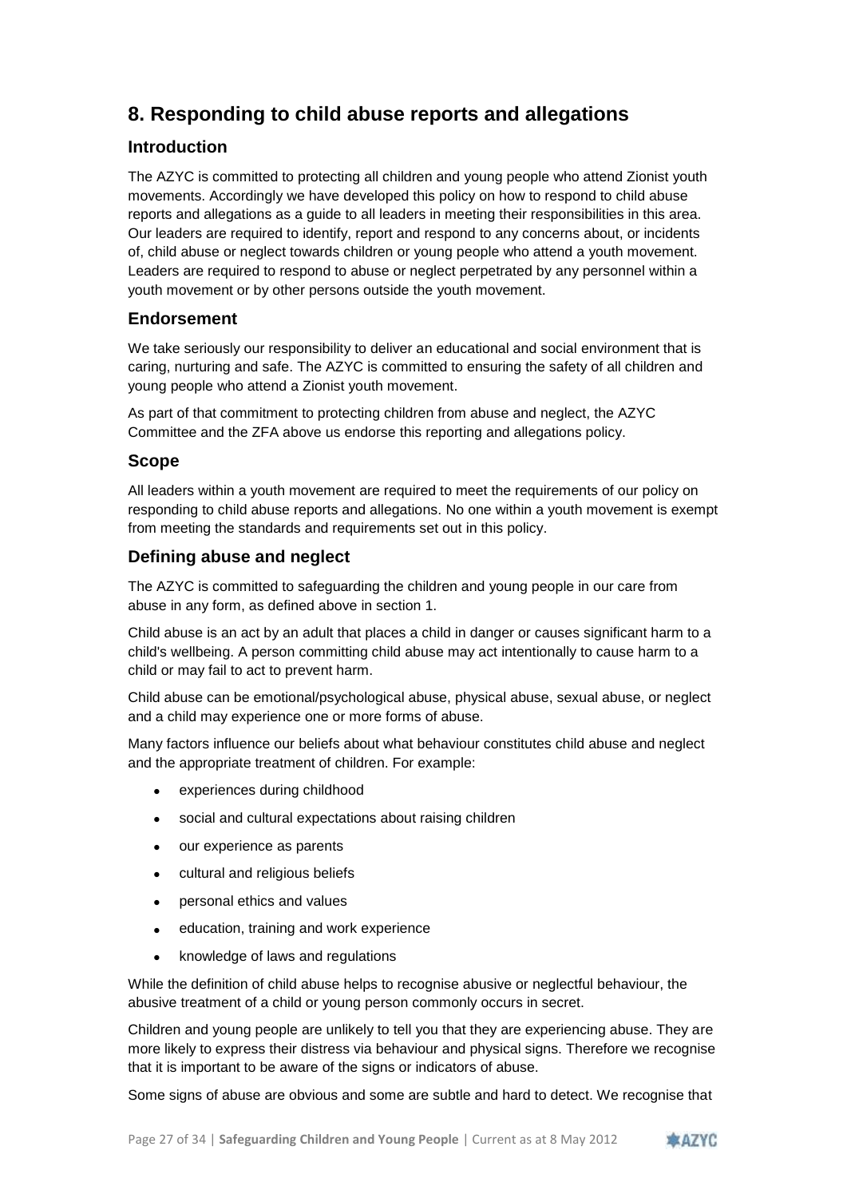## 8. Responding to child abuse reports and allegations

### Introduction

The AZYC is committed to protecting all children and young people who attend Zionist youth movements. Accordingly we have developed this policy on how to respond to child abuse reports and allegations as a guide to all leaders in meeting their responsibilities in this area. Our leaders are required to identify, report and respond to any concerns about, or incidents of, child abuse or neglect towards children or young people who attend a youth movement. Leaders are required to respond to abuse or neglect perpetrated by any personnel within a youth movement or by other persons outside the youth movement.

### Endorsement

We take seriously our responsibility to deliver an educational and social environment that is caring, nurturing and safe. The AZYC is committed to ensuring the safety of all children and young people who attend a Zionist youth movement.

As part of that commitment to protecting children from abuse and neglect, the AZYC Committee and the ZFA above us endorse this reporting and allegations policy.

### Scope

All leaders within a youth movement are required to meet the requirements of our policy on responding to child abuse reports and allegations. No one within a youth movement is exempt from meeting the standards and requirements set out in this policy.

### Defining abuse and neglect

The AZYC is committed to safeguarding the children and young people in our care from abuse in any form, as defined above in section 1.

Child abuse is an act by an adult that places a child in danger or causes significant harm to a child's wellbeing. A person committing child abuse may act intentionally to cause harm to a child or may fail to act to prevent harm.

Child abuse can be emotional/psychological abuse, physical abuse, sexual abuse, or neglect and a child may experience one or more forms of abuse.

Many factors influence our beliefs about what behaviour constitutes child abuse and neglect and the appropriate treatment of children. For example:

- experiences during childhood
- social and cultural expectations about raising children
- our experience as parents
- cultural and religious beliefs
- personal ethics and values
- education, training and work experience
- knowledge of laws and regulations

While the definition of child abuse helps to recognise abusive or neglectful behaviour, the abusive treatment of a child or young person commonly occurs in secret.

Children and young people are unlikely to tell you that they are experiencing abuse. They are more likely to express their distress via behaviour and physical signs. Therefore we recognise that it is important to be aware of the signs or indicators of abuse.

Some signs of abuse are obvious and some are subtle and hard to detect. We recognise that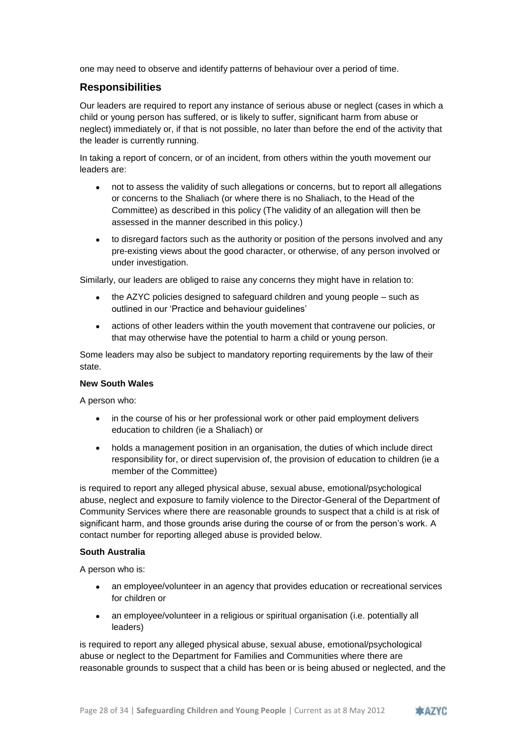one may need to observe and identify patterns of behaviour over a period of time.

## Responsibilities

Our leaders are required to report any instance of serious abuse or neglect (cases in which a child or young person has suffered, or is likely to suffer, significant harm from abuse or neglect) immediately or, if that is not possible, no later than before the end of the activity that the leader is currently running.

In taking a report of concern, or of an incident, from others within the youth movement our leaders are:

- not to assess the validity of such allegations or concerns, but to report all allegations or concerns to the Shaliach (or where there is no Shaliach, to the Head of the Committee) as described in this policy (The validity of an allegation will then be assessed in the manner described in this policy.)
- to disregard factors such as the authority or position of the persons involved and any pre-existing views about the good character, or otherwise, of any person involved or under investigation.

Similarly, our leaders are obliged to raise any concerns they might have in relation to:

- the AZYC policies designed to safeguard children and young people – such as outlined in our 'Practice and behaviour guidelines'
- actions of other leaders within the youth movement that contravene our policies, or that may otherwise have the potential to harm a child or young person.

Some leaders may also be subject to mandatory reporting requirements by the law of their state.

**New South Wales**

A person who:

- in the course of his or her professional work or other paid employment delivers education to children (ie a Shaliach) or
- holds a management position in an organisation, the duties of which include direct responsibility for, or direct supervision of, the provision of education to children (ie a member of the Committee)

is required to report any alleged physical abuse, sexual abuse, emotional/psychological abuse, neglect and exposure to family violence to the Director-General of the Department of Community Services where there are reasonable grounds to suspect that a child is at risk of significant harm, and those grounds arise during the course of or from the person's work. A contact number for reporting alleged abuse is provided below.

**South Australia**

A person who is:

- an employee/volunteer in an agency that provides education or recreational services for children or
- an employee/volunteer in a religious or spiritual organisation (i.e. potentially all leaders)

is required to report any alleged physical abuse, sexual abuse, emotional/psychological abuse or neglect to the Department for Families and Communities where there are reasonable grounds to suspect that a child has been or is being abused or neglected, and the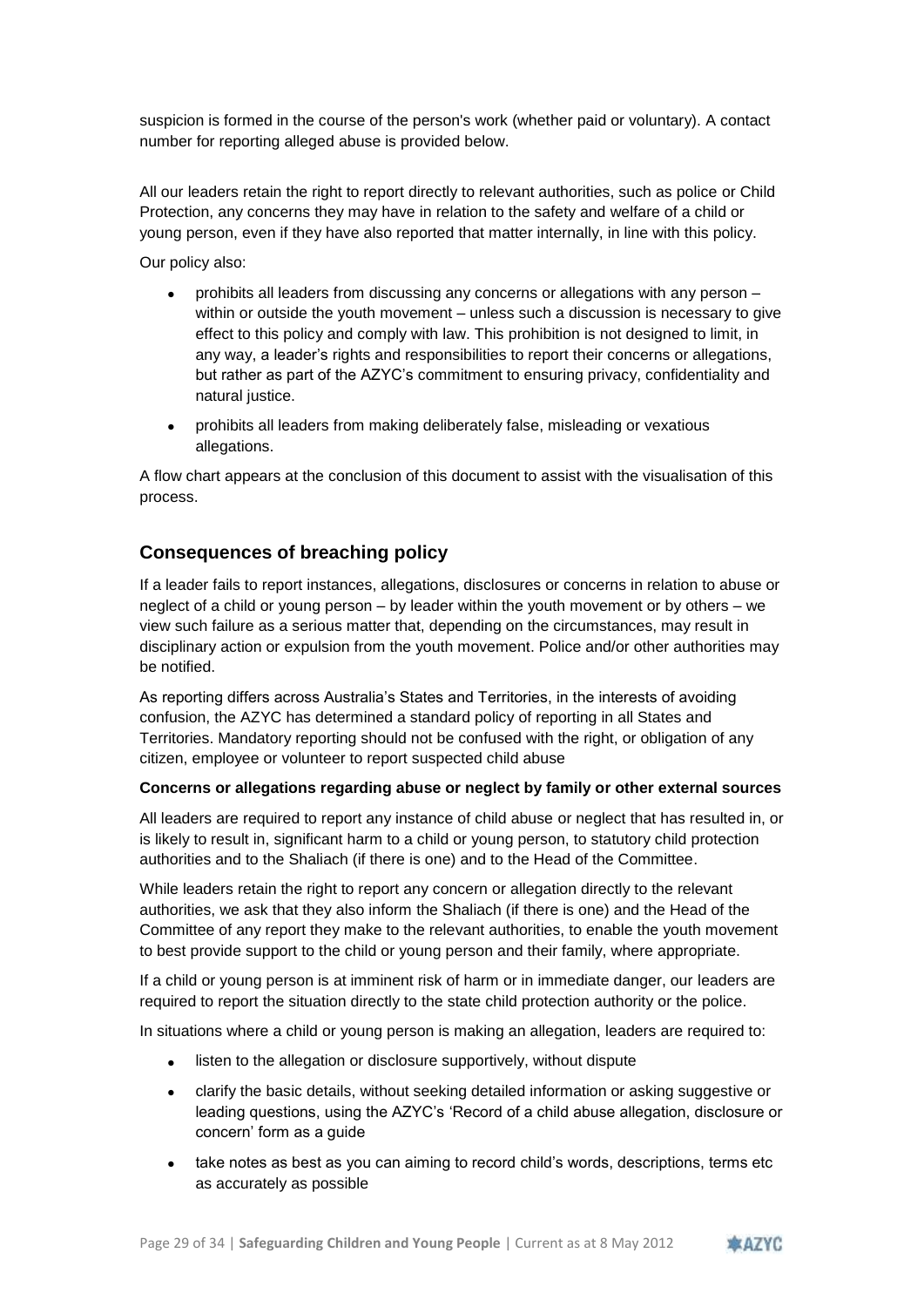suspicion is formed in the course of the person's work (whether paid or voluntary). A contact number for reporting alleged abuse is provided below.

All our leaders retain the right to report directly to relevant authorities, such as police or Child Protection, any concerns they may have in relation to the safety and welfare of a child or young person, even if they have also reported that matter internally, in line with this policy.

Our policy also:

- prohibits all leaders from discussing any concerns or allegations with any person – within or outside the youth movement – unless such a discussion is necessary to give effect to this policy and comply with law. This prohibition is not designed to limit, in any way, a leader's rights and responsibilities to report their concerns or allegations, but rather as part of the AZYC's commitment to ensuring privacy, confidentiality and natural justice.
- prohibits all leaders from making deliberately false, misleading or vexatious allegations.

A flow chart appears at the conclusion of this document to assist with the visualisation of this process.

## Consequences of breaching policy

If a leader fails to report instances, allegations, disclosures or concerns in relation to abuse or neglect of a child or young person – by leader within the youth movement or by others – we view such failure as a serious matter that, depending on the circumstances, may result in disciplinary action or expulsion from the youth movement. Police and/or other authorities may be notified.

As reporting differs across Australia's States and Territories, in the interests of avoiding confusion, the AZYC has determined a standard policy of reporting in all States and Territories. Mandatory reporting should not be confused with the right, or obligation of any citizen, employee or volunteer to report suspected child abuse

**Concerns or allegations regarding abuse or neglect by family or other external sources**

All leaders are required to report any instance of child abuse or neglect that has resulted in, or is likely to result in, significant harm to a child or young person, to statutory child protection authorities and to the Shaliach (if there is one) and to the Head of the Committee.

While leaders retain the right to report any concern or allegation directly to the relevant authorities, we ask that they also inform the Shaliach (if there is one) and the Head of the Committee of any report they make to the relevant authorities, to enable the youth movement to best provide support to the child or young person and their family, where appropriate.

If a child or young person is at imminent risk of harm or in immediate danger, our leaders are required to report the situation directly to the state child protection authority or the police.

In situations where a child or young person is making an allegation, leaders are required to:

- listen to the allegation or disclosure supportively, without dispute
- clarify the basic details, without seeking detailed information or asking suggestive or leading questions, using the AZYC's 'Record of a child abuse allegation, disclosure or concern' form as a guide
- take notes as best as you can aiming to record child's words, descriptions, terms etc as accurately as possible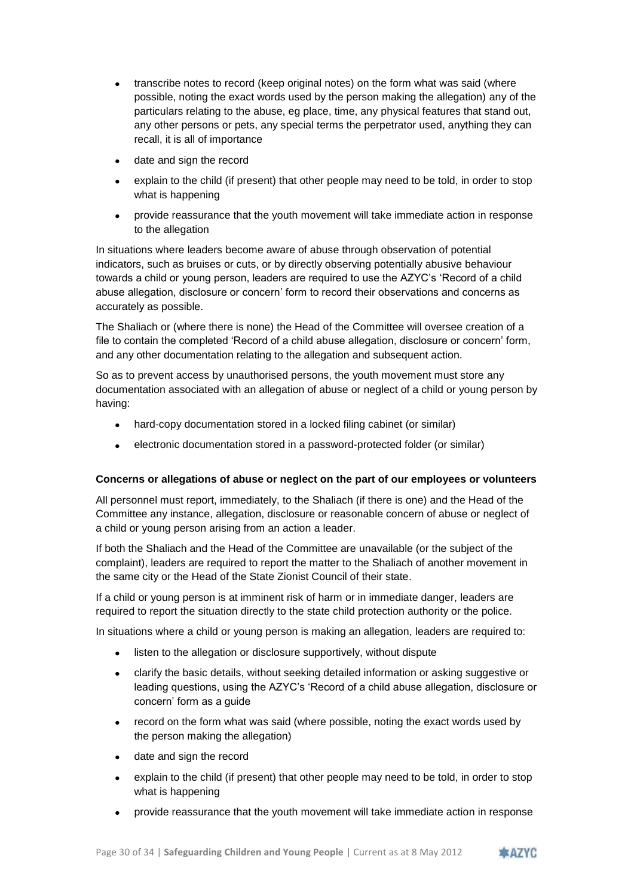- transcribe notes to record (keep original notes) on the form what was said (where possible, noting the exact words used by the person making the allegation) any of the particulars relating to the abuse, eg place, time, any physical features that stand out, any other persons or pets, any special terms the perpetrator used, anything they can recall, it is all of importance
- date and sign the record
- explain to the child (if present) that other people may need to be told, in order to stop what is happening
- provide reassurance that the youth movement will take immediate action in response to the allegation

In situations where leaders become aware of abuse through observation of potential indicators, such as bruises or cuts, or by directly observing potentially abusive behaviour towards a child or young person, leaders are required to use the AZYC's 'Record of a child abuse allegation, disclosure or concern' form to record their observations and concerns as accurately as possible.

The Shaliach or (where there is none) the Head of the Committee will oversee creation of a file to contain the completed 'Record of a child abuse allegation, disclosure or concern' form, and any other documentation relating to the allegation and subsequent action.

So as to prevent access by unauthorised persons, the youth movement must store any documentation associated with an allegation of abuse or neglect of a child or young person by having:

- hard-copy documentation stored in a locked filing cabinet (or similar)
- electronic documentation stored in a password-protected folder (or similar)

**Concerns or allegations of abuse or neglect on the part of our employees or volunteers**

All personnel must report, immediately, to the Shaliach (if there is one) and the Head of the Committee any instance, allegation, disclosure or reasonable concern of abuse or neglect of a child or young person arising from an action a leader.

If both the Shaliach and the Head of the Committee are unavailable (or the subject of the complaint), leaders are required to report the matter to the Shaliach of another movement in the same city or the Head of the State Zionist Council of their state.

If a child or young person is at imminent risk of harm or in immediate danger, leaders are required to report the situation directly to the state child protection authority or the police.

In situations where a child or young person is making an allegation, leaders are required to:

- listen to the allegation or disclosure supportively, without dispute
- clarify the basic details, without seeking detailed information or asking suggestive or leading questions, using the AZYC's 'Record of a child abuse allegation, disclosure or concern' form as a guide
- record on the form what was said (where possible, noting the exact words used by the person making the allegation)
- date and sign the record
- explain to the child (if present) that other people may need to be told, in order to stop what is happening
- provide reassurance that the youth movement will take immediate action in response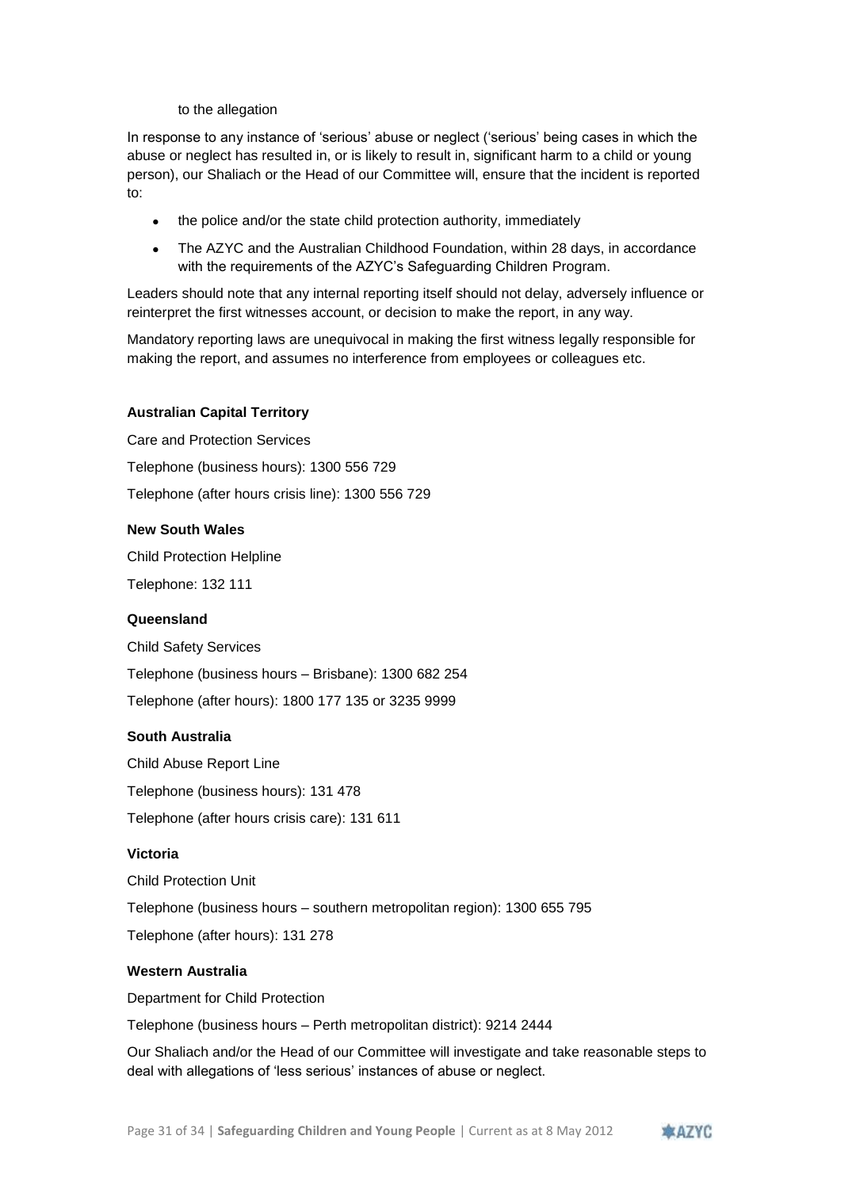to the allegation

In response to any instance of 'serious' abuse or neglect ('serious' being cases in which the abuse or neglect has resulted in, or is likely to result in, significant harm to a child or young person), our Shaliach or the Head of our Committee will, ensure that the incident is reported to:

- the police and/or the state child protection authority, immediately
- The AZYC and the Australian Childhood Foundation, within 28 days, in accordance with the requirements of the AZYC's Safeguarding Children Program.

Leaders should note that any internal reporting itself should not delay, adversely influence or reinterpret the first witnesses account, or decision to make the report, in any way.

Mandatory reporting laws are unequivocal in making the first witness legally responsible for making the report, and assumes no interference from employees or colleagues etc.

**Australian Capital Territory**

Care and Protection Services

Telephone (business hours): 1300 556 729

Telephone (after hours crisis line): 1300 556 729

**New South Wales**

Child Protection Helpline

Telephone: 132 111

**Queensland**

Child Safety Services

Telephone (business hours – Brisbane): 1300 682 254

Telephone (after hours): 1800 177 135 or 3235 9999

**South Australia**

Child Abuse Report Line

Telephone (business hours): 131 478

Telephone (after hours crisis care): 131 611

**Victoria**

Child Protection Unit

Telephone (business hours – southern metropolitan region): 1300 655 795

Telephone (after hours): 131 278

**Western Australia**

Department for Child Protection

Telephone (business hours – Perth metropolitan district): 9214 2444

Our Shaliach and/or the Head of our Committee will investigate and take reasonable steps to deal with allegations of 'less serious' instances of abuse or neglect.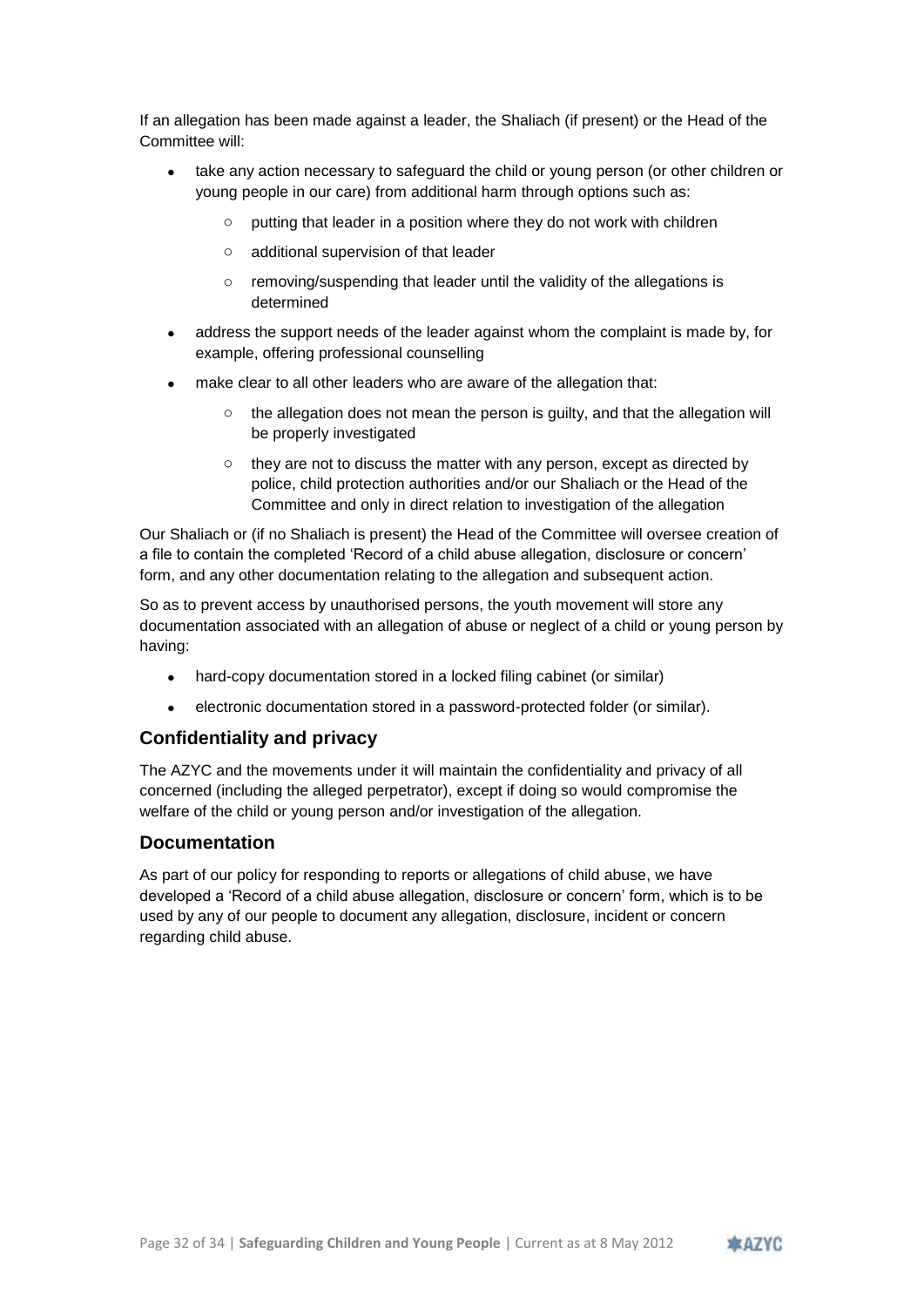If an allegation has been made against a leader, the Shaliach (if present) or the Head of the Committee will:

- take any action necessary to safeguard the child or young person (or other children or young people in our care) from additional harm through options such as:
  - putting that leader in a position where they do not work with children
  - additional supervision of that leader
  - removing/suspending that leader until the validity of the allegations is determined
- address the support needs of the leader against whom the complaint is made by, for example, offering professional counselling
- make clear to all other leaders who are aware of the allegation that:
  - the allegation does not mean the person is guilty, and that the allegation will be properly investigated
  - they are not to discuss the matter with any person, except as directed by police, child protection authorities and/or our Shaliach or the Head of the Committee and only in direct relation to investigation of the allegation

Our Shaliach or (if no Shaliach is present) the Head of the Committee will oversee creation of a file to contain the completed 'Record of a child abuse allegation, disclosure or concern' form, and any other documentation relating to the allegation and subsequent action.

So as to prevent access by unauthorised persons, the youth movement will store any documentation associated with an allegation of abuse or neglect of a child or young person by having:

- hard-copy documentation stored in a locked filing cabinet (or similar)
- electronic documentation stored in a password-protected folder (or similar).

## Confidentiality and privacy

The AZYC and the movements under it will maintain the confidentiality and privacy of all concerned (including the alleged perpetrator), except if doing so would compromise the welfare of the child or young person and/or investigation of the allegation.

## Documentation

As part of our policy for responding to reports or allegations of child abuse, we have developed a 'Record of a child abuse allegation, disclosure or concern' form, which is to be used by any of our people to document any allegation, disclosure, incident or concern regarding child abuse.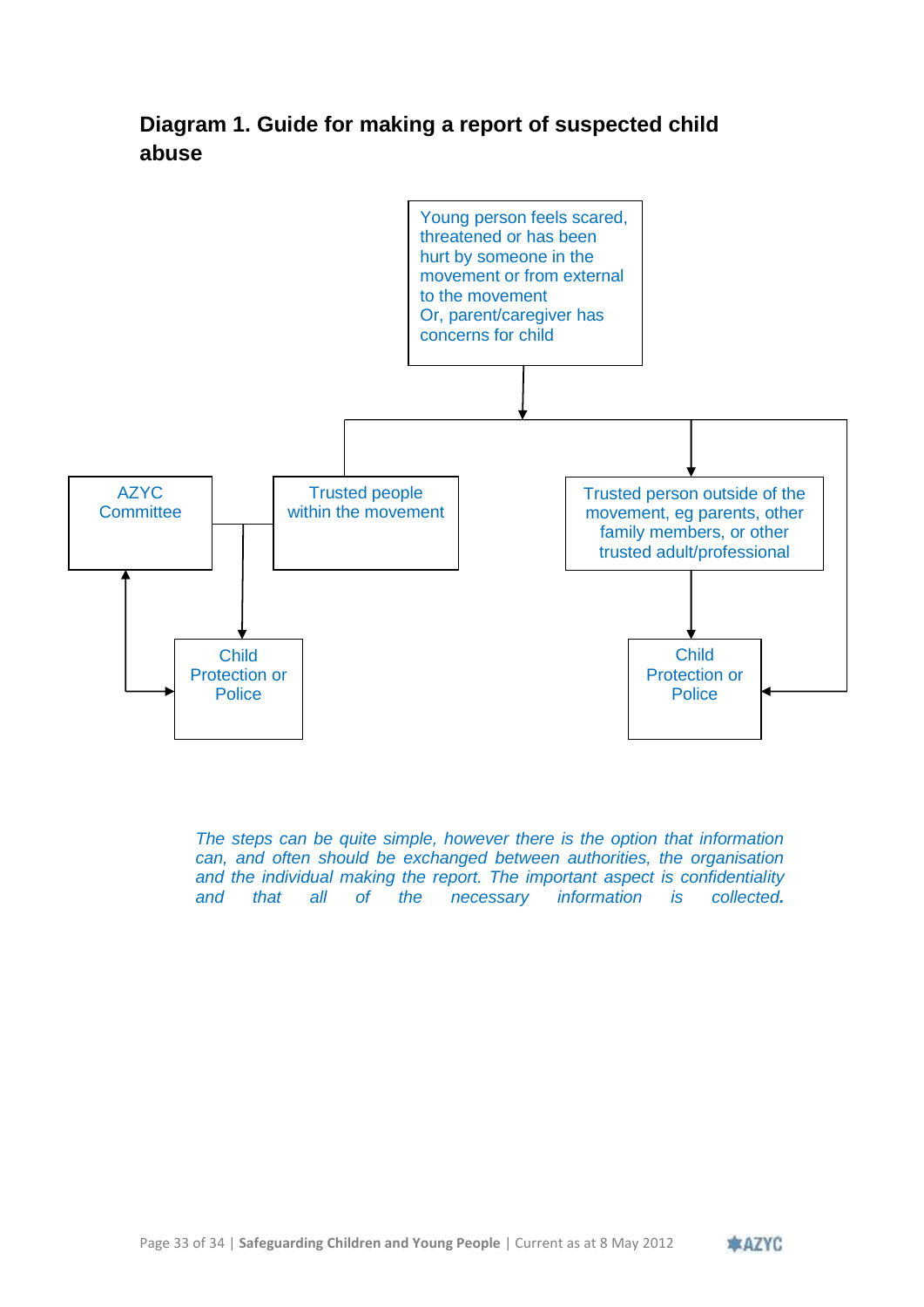### Diagram 1. Guide for making a report of suspected child abuse

Young person feels scared, threatened or has been hurt by someone in the movement or from external to the movement
Or, parent/caregiver has concerns for child

AZYC Committee

Trusted people within the movement

Trusted person outside of the movement, eg parents, other family members, or other trusted adult/professional

Child Protection or Police

Child Protection or Police

*The steps can be quite simple, however there is the option that information can, and often should be exchanged between authorities, the organisation and the individual making the report. The important aspect is confidentiality and that all of the necessary information is collected.*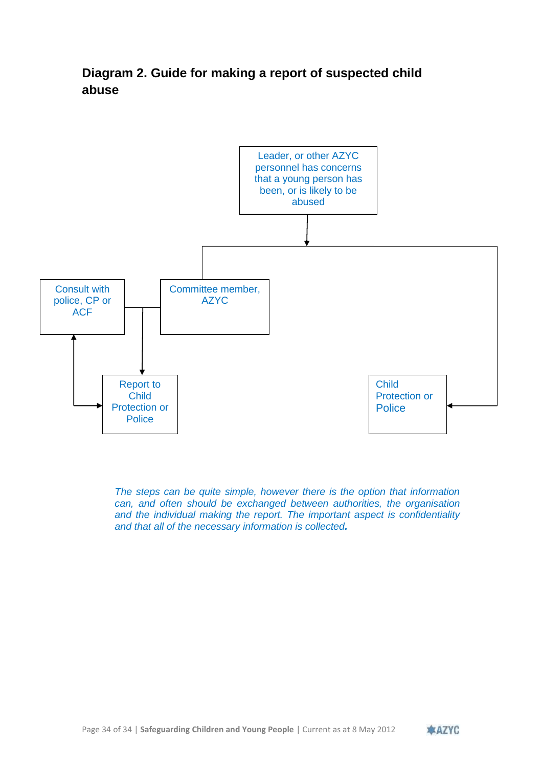## Diagram 2. Guide for making a report of suspected child abuse

Leader, or other AZYC personnel has concerns that a young person has been, or is likely to be abused

Committee member, AZYC

Consult with police, CP or ACF

Report to Child Protection or Police

Child Protection or Police

*The steps can be quite simple, however there is the option that information can, and often should be exchanged between authorities, the organisation and the individual making the report. The important aspect is confidentiality and that all of the necessary information is collected.*